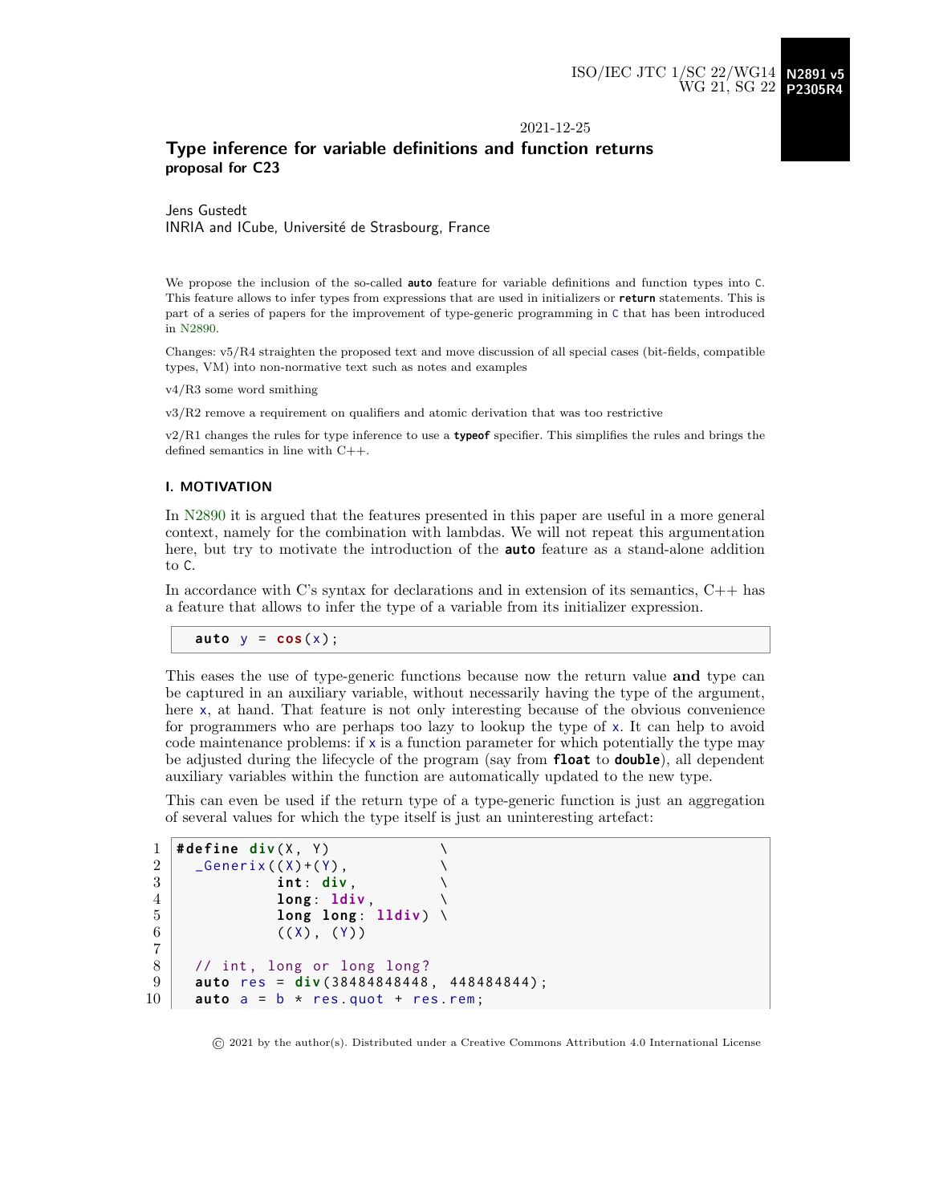ISO/IEC JTC 1/SC 22/WG14 **N2891 v5**
WG 21, SG 22 **P2305R4**

2021-12-25

# Type inference for variable definitions and function returns
**proposal for C23**

Jens Gustedt
INRIA and ICube, Université de Strasbourg, France

We propose the inclusion of the so-called **auto** feature for variable definitions and function types into C. This feature allows to infer types from expressions that are used in initializers or **return** statements. This is part of a series of papers for the improvement of type-generic programming in C that has been introduced in N2890.

Changes: v5/R4 straighten the proposed text and move discussion of all special cases (bit-fields, compatible types, VM) into non-normative text such as notes and examples

v4/R3 some word smithing

v3/R2 remove a requirement on qualifiers and atomic derivation that was too restrictive

v2/R1 changes the rules for type inference to use a **typeof** specifier. This simplifies the rules and brings the defined semantics in line with C++.

## I. MOTIVATION

In N2890 it is argued that the features presented in this paper are useful in a more general context, namely for the combination with lambdas. We will not repeat this argumentation here, but try to motivate the introduction of the **auto** feature as a stand-alone addition to C.

In accordance with C's syntax for declarations and in extension of its semantics, C++ has a feature that allows to infer the type of a variable from its initializer expression.

```
auto y = cos(x);
```

This eases the use of type-generic functions because now the return value **and** type can be captured in an auxiliary variable, without necessarily having the type of the argument, here x, at hand. That feature is not only interesting because of the obvious convenience for programmers who are perhaps too lazy to lookup the type of x. It can help to avoid code maintenance problems: if x is a function parameter for which potentially the type may be adjusted during the lifecycle of the program (say from **float** to **double**), all dependent auxiliary variables within the function are automatically updated to the new type.

This can even be used if the return type of a type-generic function is just an aggregation of several values for which the type itself is just an uninteresting artefact:

```
1  #define div(X, Y)              \
2    _Generix((X)+(Y),            \
3             int: div,           \
4             long: ldiv,         \
5             long long: lldiv)   \
6             ((X), (Y))
7
8    // int, long or long long?
9    auto res = div(38484848448, 448484844);
10   auto a = b * res.quot + res.rem;
```

© 2021 by the author(s). Distributed under a Creative Commons Attribution 4.0 International License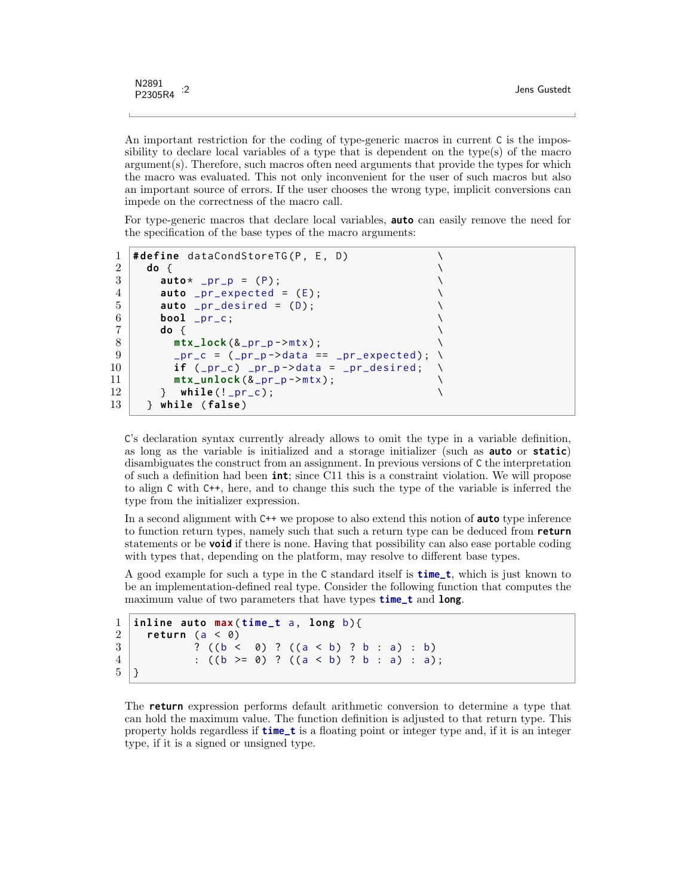An important restriction for the coding of type-generic macros in current C is the impossibility to declare local variables of a type that is dependent on the type(s) of the macro argument(s). Therefore, such macros often need arguments that provide the types for which the macro was evaluated. This not only inconvenient for the user of such macros but also an important source of errors. If the user chooses the wrong type, implicit conversions can impede on the correctness of the macro call.

For type-generic macros that declare local variables, **auto** can easily remove the need for the specification of the base types of the macro arguments:

```
#define dataCondStoreTG(P, E, D)                  \
  do {                                            \
    auto* _pr_p = (P);                            \
    auto _pr_expected = (E);                      \
    auto _pr_desired = (D);                       \
    bool _pr_c;                                   \
    do {                                          \
      mtx_lock(&_pr_p->mtx);                      \
      _pr_c = (_pr_p->data == _pr_expected);      \
      if (_pr_c) _pr_p->data = _pr_desired;       \
      mtx_unlock(&_pr_p->mtx);                    \
    }  while(!_pr_c);                             \
  } while (false)
```

C's declaration syntax currently already allows to omit the type in a variable definition, as long as the variable is initialized and a storage initializer (such as **auto** or **static**) disambiguates the construct from an assignment. In previous versions of C the interpretation of such a definition had been **int**; since C11 this is a constraint violation. We will propose to align C with C++, here, and to change this such the type of the variable is inferred the type from the initializer expression.

In a second alignment with C++ we propose to also extend this notion of **auto** type inference to function return types, namely such that such a return type can be deduced from **return** statements or be **void** if there is none. Having that possibility can also ease portable coding with types that, depending on the platform, may resolve to different base types.

A good example for such a type in the C standard itself is **time_t**, which is just known to be an implementation-defined real type. Consider the following function that computes the maximum value of two parameters that have types **time_t** and **long**.

```
inline auto max(time_t a, long b){
  return (a < 0)
         ? ((b <  0) ? ((a < b) ? b : a) : b)
         : ((b >= 0) ? ((a < b) ? b : a) : a);
}
```

The **return** expression performs default arithmetic conversion to determine a type that can hold the maximum value. The function definition is adjusted to that return type. This property holds regardless if **time_t** is a floating point or integer type and, if it is an integer type, if it is a signed or unsigned type.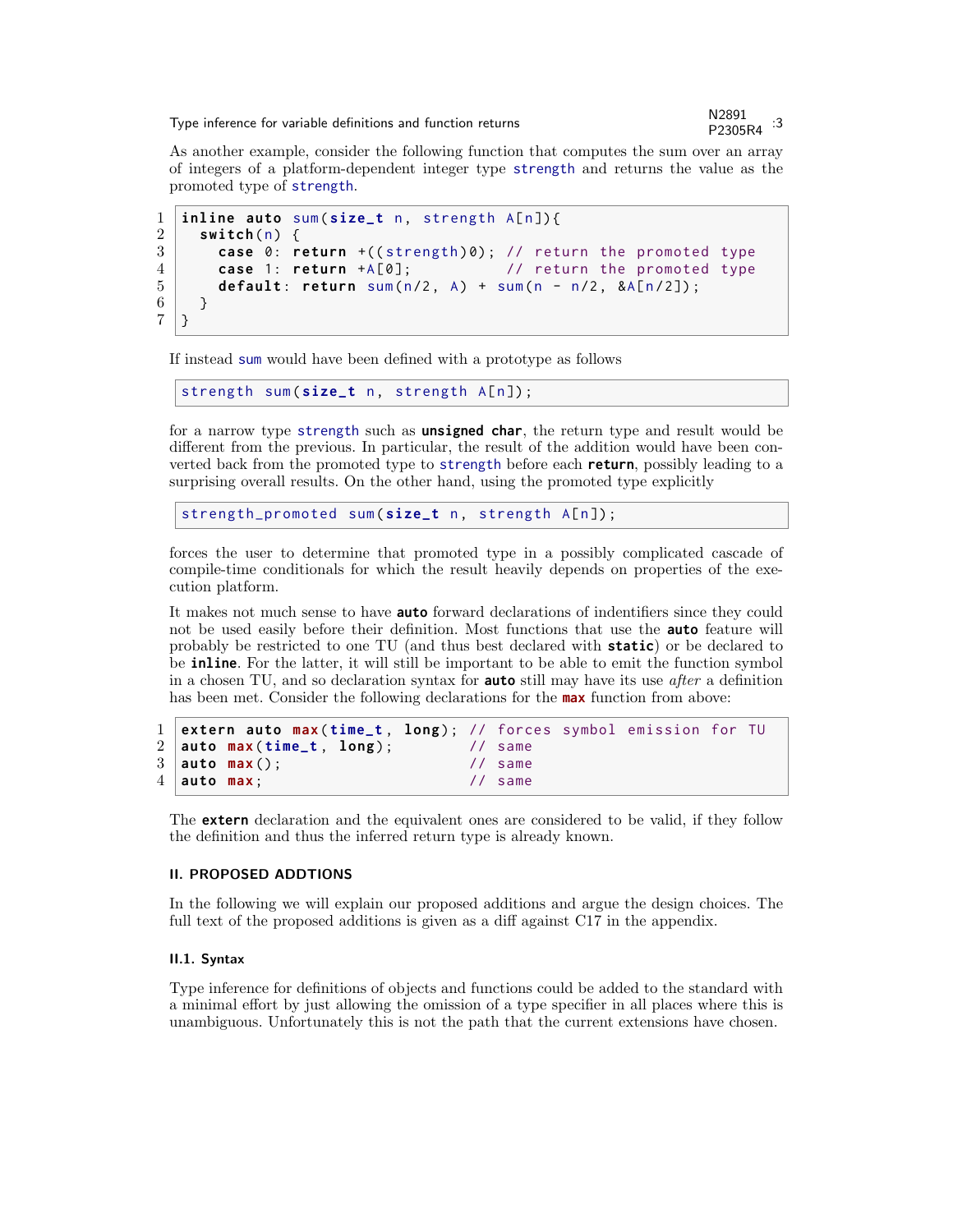As another example, consider the following function that computes the sum over an array of integers of a platform-dependent integer type `strength` and returns the value as the promoted type of `strength`.

```
inline auto sum(size_t n, strength A[n]){
  switch(n) {
    case 0: return +((strength)0); // return the promoted type
    case 1: return +A[0];          // return the promoted type
    default: return sum(n/2, A) + sum(n - n/2, &A[n/2]);
  }
}
```

If instead `sum` would have been defined with a prototype as follows

```
strength sum(size_t n, strength A[n]);
```

for a narrow type `strength` such as **`unsigned char`**, the return type and result would be different from the previous. In particular, the result of the addition would have been converted back from the promoted type to `strength` before each **`return`**, possibly leading to a surprising overall results. On the other hand, using the promoted type explicitly

```
strength_promoted sum(size_t n, strength A[n]);
```

forces the user to determine that promoted type in a possibly complicated cascade of compile-time conditionals for which the result heavily depends on properties of the execution platform.

It makes not much sense to have **`auto`** forward declarations of indentifiers since they could not be used easily before their definition. Most functions that use the **`auto`** feature will probably be restricted to one TU (and thus best declared with **`static`**) or be declared to be **`inline`**. For the latter, it will still be important to be able to emit the function symbol in a chosen TU, and so declaration syntax for **`auto`** still may have its use *after* a definition has been met. Consider the following declarations for the **`max`** function from above:

```
extern auto max(time_t, long); // forces symbol emission for TU
auto max(time_t, long);        // same
auto max();                    // same
auto max;                      // same
```

The **`extern`** declaration and the equivalent ones are considered to be valid, if they follow the definition and thus the inferred return type is already known.

## II. PROPOSED ADDTIONS

In the following we will explain our proposed additions and argue the design choices. The full text of the proposed additions is given as a diff against C17 in the appendix.

### II.1. Syntax

Type inference for definitions of objects and functions could be added to the standard with a minimal effort by just allowing the omission of a type specifier in all places where this is unambiguous. Unfortunately this is not the path that the current extensions have chosen.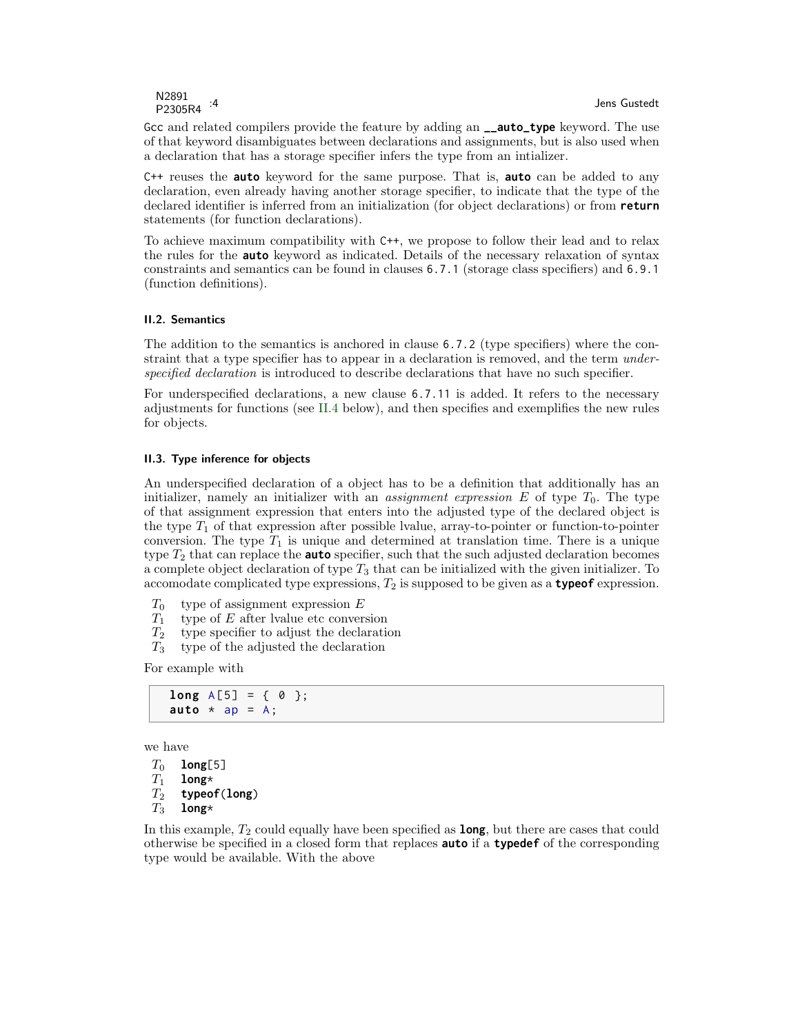Gcc and related compilers provide the feature by adding an **__auto_type** keyword. The use of that keyword disambiguates between declarations and assignments, but is also used when a declaration that has a storage specifier infers the type from an intializer.

C++ reuses the **auto** keyword for the same purpose. That is, **auto** can be added to any declaration, even already having another storage specifier, to indicate that the type of the declared identifier is inferred from an initialization (for object declarations) or from **return** statements (for function declarations).

To achieve maximum compatibility with C++, we propose to follow their lead and to relax the rules for the **auto** keyword as indicated. Details of the necessary relaxation of syntax constraints and semantics can be found in clauses 6.7.1 (storage class specifiers) and 6.9.1 (function definitions).

#### II.2. Semantics

The addition to the semantics is anchored in clause 6.7.2 (type specifiers) where the constraint that a type specifier has to appear in a declaration is removed, and the term *underspecified declaration* is introduced to describe declarations that have no such specifier.

For underspecified declarations, a new clause 6.7.11 is added. It refers to the necessary adjustments for functions (see II.4 below), and then specifies and exemplifies the new rules for objects.

#### II.3. Type inference for objects

An underspecified declaration of a object has to be a definition that additionally has an initializer, namely an initializer with an *assignment expression* $E$ of type $T_0$. The type of that assignment expression that enters into the adjusted type of the declared object is the type $T_1$ of that expression after possible lvalue, array-to-pointer or function-to-pointer conversion. The type $T_1$ is unique and determined at translation time. There is a unique type $T_2$ that can replace the **auto** specifier, such that the such adjusted declaration becomes a complete object declaration of type $T_3$ that can be initialized with the given initializer. To accomodate complicated type expressions, $T_2$ is supposed to be given as a **typeof** expression.

- $T_0$ type of assignment expression $E$
- $T_1$ type of $E$ after lvalue etc conversion
- $T_2$ type specifier to adjust the declaration
- $T_3$ type of the adjusted the declaration

For example with

```
long A[5] = { 0 };
auto * ap = A;
```

we have

- $T_0$ `long[5]`
- $T_1$ `long*`
- $T_2$ `typeof(long)`
- $T_3$ `long*`

In this example, $T_2$ could equally have been specified as **long**, but there are cases that could otherwise be specified in a closed form that replaces **auto** if a **typedef** of the corresponding type would be available. With the above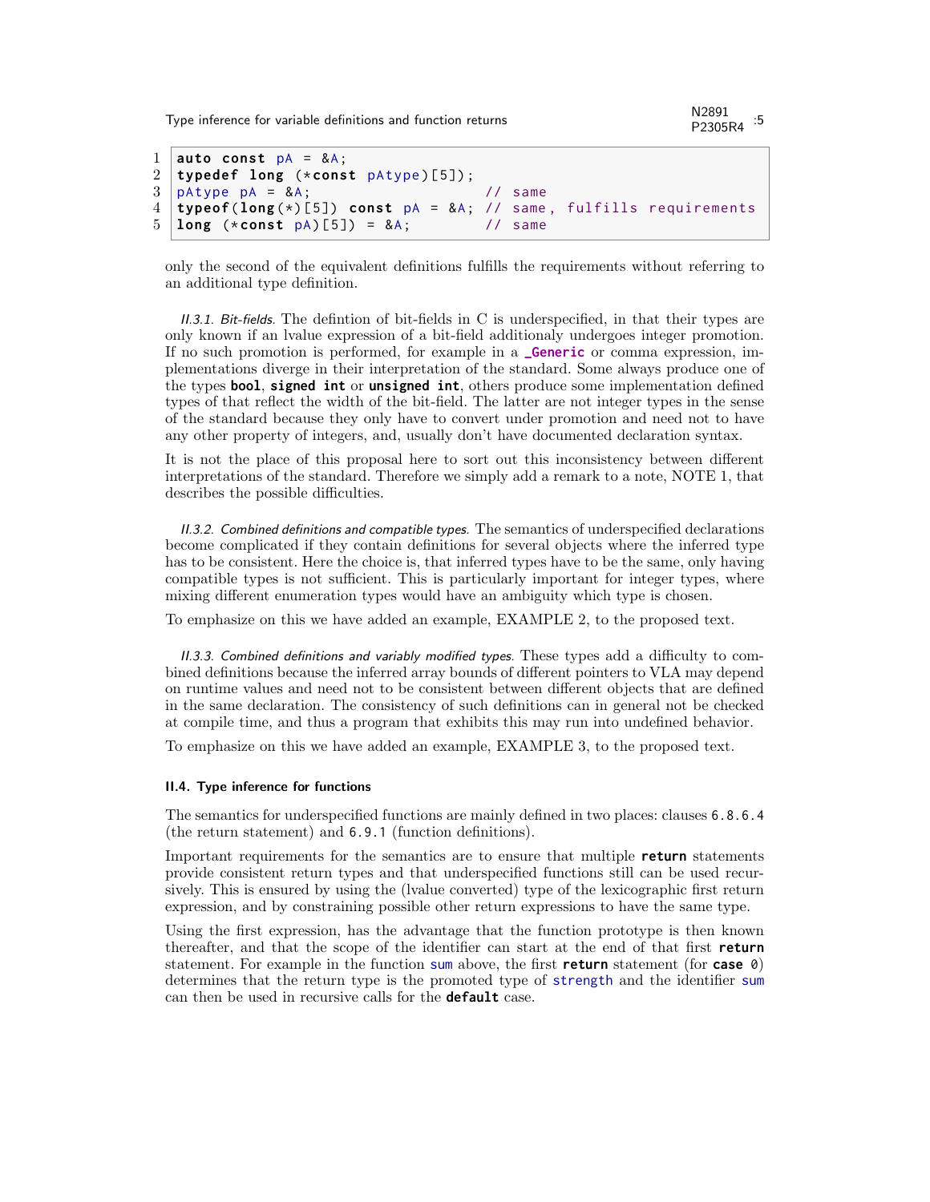```c
auto const pA = &A;
typedef long (*const pAtype)[5]);
pAtype pA = &A;                     // same
typeof(long(*)[5]) const pA = &A; // same, fulfills requirements
long (*const pA)[5]) = &A;          // same
```

only the second of the equivalent definitions fulfills the requirements without referring to an additional type definition.

*II.3.1. Bit-fields.* The defintion of bit-fields in C is underspecified, in that their types are only known if an lvalue expression of a bit-field additionaly undergoes integer promotion. If no such promotion is performed, for example in a **_Generic** or comma expression, implementations diverge in their interpretation of the standard. Some always produce one of the types **bool**, **signed int** or **unsigned int**, others produce some implementation defined types of that reflect the width of the bit-field. The latter are not integer types in the sense of the standard because they only have to convert under promotion and need not to have any other property of integers, and, usually don't have documented declaration syntax.

It is not the place of this proposal here to sort out this inconsistency between different interpretations of the standard. Therefore we simply add a remark to a note, NOTE 1, that describes the possible difficulties.

*II.3.2. Combined definitions and compatible types.* The semantics of underspecified declarations become complicated if they contain definitions for several objects where the inferred type has to be consistent. Here the choice is, that inferred types have to be the same, only having compatible types is not sufficient. This is particularly important for integer types, where mixing different enumeration types would have an ambiguity which type is chosen.

To emphasize on this we have added an example, EXAMPLE 2, to the proposed text.

*II.3.3. Combined definitions and variably modified types.* These types add a difficulty to combined definitions because the inferred array bounds of different pointers to VLA may depend on runtime values and need not to be consistent between different objects that are defined in the same declaration. The consistency of such definitions can in general not be checked at compile time, and thus a program that exhibits this may run into undefined behavior.

To emphasize on this we have added an example, EXAMPLE 3, to the proposed text.

### II.4. Type inference for functions

The semantics for underspecified functions are mainly defined in two places: clauses `6.8.6.4` (the return statement) and `6.9.1` (function definitions).

Important requirements for the semantics are to ensure that multiple **return** statements provide consistent return types and that underspecified functions still can be used recursively. This is ensured by using the (lvalue converted) type of the lexicographic first return expression, and by constraining possible other return expressions to have the same type.

Using the first expression, has the advantage that the function prototype is then known thereafter, and that the scope of the identifier can start at the end of that first **return** statement. For example in the function `sum` above, the first **return** statement (for **case** `0`) determines that the return type is the promoted type of `strength` and the identifier `sum` can then be used in recursive calls for the **default** case.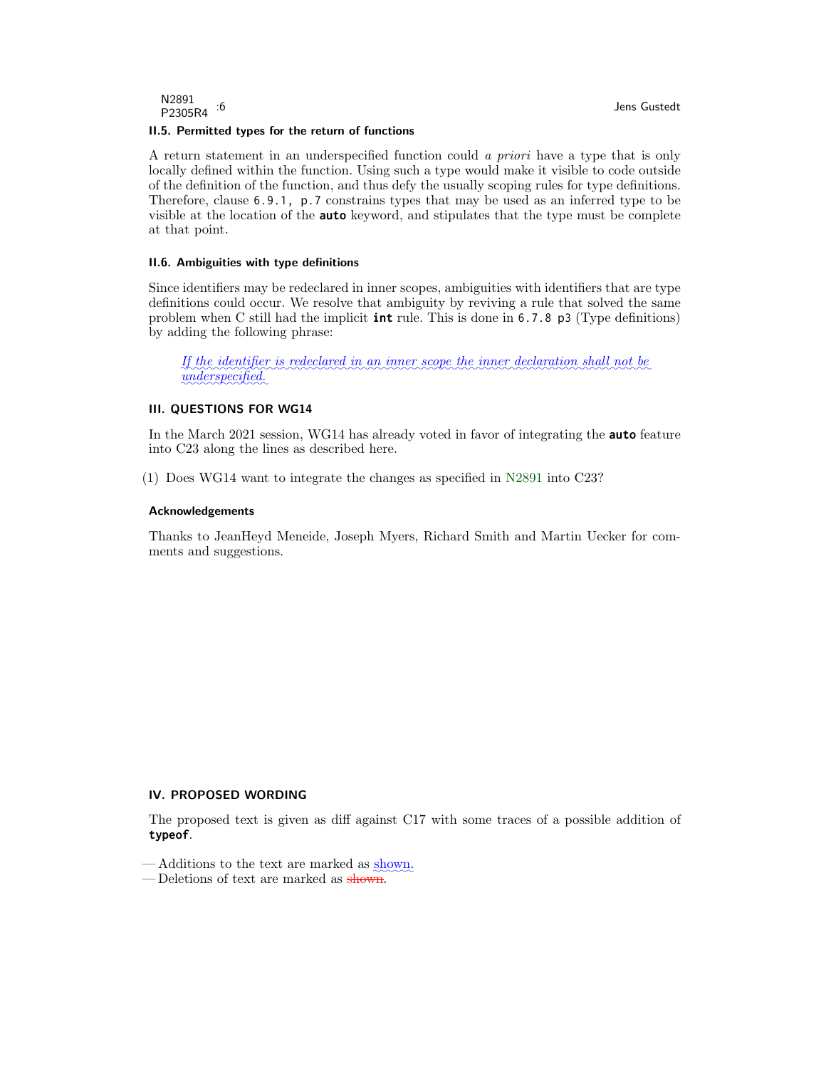### II.5. Permitted types for the return of functions

A return statement in an underspecified function could *a priori* have a type that is only locally defined within the function. Using such a type would make it visible to code outside of the definition of the function, and thus defy the usually scoping rules for type definitions. Therefore, clause `6.9.1, p.7` constrains types that may be used as an inferred type to be visible at the location of the **`auto`** keyword, and stipulates that the type must be complete at that point.

### II.6. Ambiguities with type definitions

Since identifiers may be redeclared in inner scopes, ambiguities with identifiers that are type definitions could occur. We resolve that ambiguity by reviving a rule that solved the same problem when C still had the implicit **`int`** rule. This is done in `6.7.8 p3` (Type definitions) by adding the following phrase:

> *If the identifier is redeclared in an inner scope the inner declaration shall not be underspecified.*

## III. QUESTIONS FOR WG14

In the March 2021 session, WG14 has already voted in favor of integrating the **`auto`** feature into C23 along the lines as described here.

(1) Does WG14 want to integrate the changes as specified in N2891 into C23?

### Acknowledgements

Thanks to JeanHeyd Meneide, Joseph Myers, Richard Smith and Martin Uecker for comments and suggestions.

## IV. PROPOSED WORDING

The proposed text is given as diff against C17 with some traces of a possible addition of **`typeof`**.

— Additions to the text are marked as shown.
— Deletions of text are marked as ~~shown~~.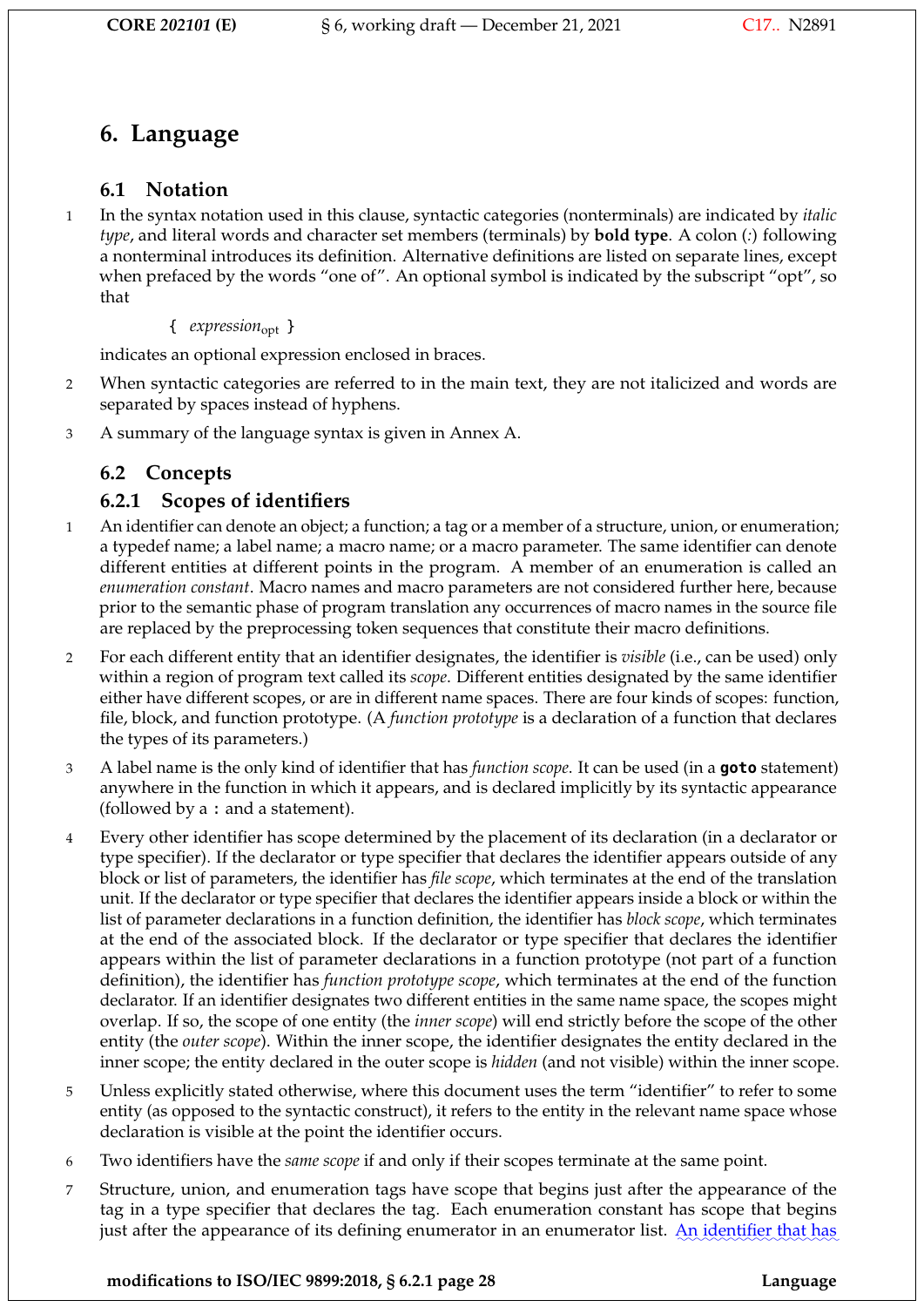# 6. Language

## 6.1 Notation

1 In the syntax notation used in this clause, syntactic categories (nonterminals) are indicated by *italic type*, and literal words and character set members (terminals) by **bold type**. A colon (:) following a nonterminal introduces its definition. Alternative definitions are listed on separate lines, except when prefaced by the words "one of". An optional symbol is indicated by the subscript "opt", so that

{ *expression*$_{opt}$ }

indicates an optional expression enclosed in braces.

2 When syntactic categories are referred to in the main text, they are not italicized and words are separated by spaces instead of hyphens.

3 A summary of the language syntax is given in Annex A.

## 6.2 Concepts

### 6.2.1 Scopes of identifiers

1 An identifier can denote an object; a function; a tag or a member of a structure, union, or enumeration; a typedef name; a label name; a macro name; or a macro parameter. The same identifier can denote different entities at different points in the program. A member of an enumeration is called an *enumeration constant*. Macro names and macro parameters are not considered further here, because prior to the semantic phase of program translation any occurrences of macro names in the source file are replaced by the preprocessing token sequences that constitute their macro definitions.

2 For each different entity that an identifier designates, the identifier is *visible* (i.e., can be used) only within a region of program text called its *scope*. Different entities designated by the same identifier either have different scopes, or are in different name spaces. There are four kinds of scopes: function, file, block, and function prototype. (A *function prototype* is a declaration of a function that declares the types of its parameters.)

3 A label name is the only kind of identifier that has *function scope*. It can be used (in a **goto** statement) anywhere in the function in which it appears, and is declared implicitly by its syntactic appearance (followed by a : and a statement).

4 Every other identifier has scope determined by the placement of its declaration (in a declarator or type specifier). If the declarator or type specifier that declares the identifier appears outside of any block or list of parameters, the identifier has *file scope*, which terminates at the end of the translation unit. If the declarator or type specifier that declares the identifier appears inside a block or within the list of parameter declarations in a function definition, the identifier has *block scope*, which terminates at the end of the associated block. If the declarator or type specifier that declares the identifier appears within the list of parameter declarations in a function prototype (not part of a function definition), the identifier has *function prototype scope*, which terminates at the end of the function declarator. If an identifier designates two different entities in the same name space, the scopes might overlap. If so, the scope of one entity (the *inner scope*) will end strictly before the scope of the other entity (the *outer scope*). Within the inner scope, the identifier designates the entity declared in the inner scope; the entity declared in the outer scope is *hidden* (and not visible) within the inner scope.

5 Unless explicitly stated otherwise, where this document uses the term "identifier" to refer to some entity (as opposed to the syntactic construct), it refers to the entity in the relevant name space whose declaration is visible at the point the identifier occurs.

6 Two identifiers have the *same scope* if and only if their scopes terminate at the same point.

7 Structure, union, and enumeration tags have scope that begins just after the appearance of the tag in a type specifier that declares the tag. Each enumeration constant has scope that begins just after the appearance of its defining enumerator in an enumerator list. An identifier that has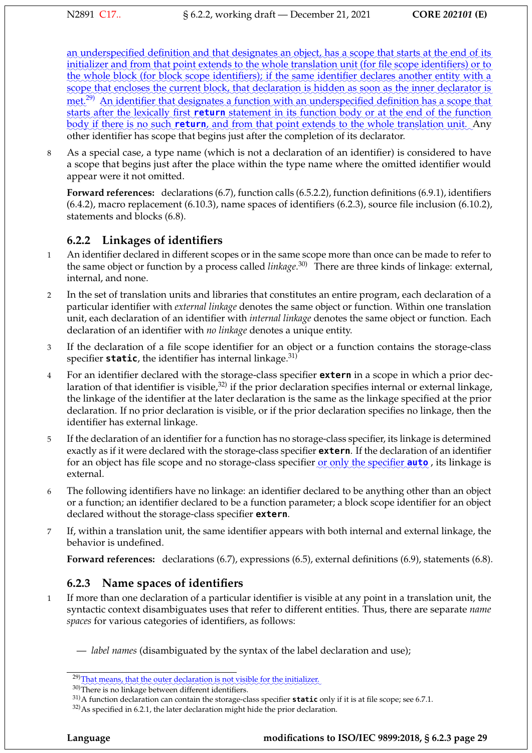an underspecified definition and that designates an object, has a scope that starts at the end of its initializer and from that point extends to the whole translation unit (for file scope identifiers) or to the whole block (for block scope identifiers); if the same identifier declares another entity with a scope that encloses the current block, that declaration is hidden as soon as the inner declarator is met.[29] An identifier that designates a function with an underspecified definition has a scope that starts after the lexically first **return** statement in its function body or at the end of the function body if there is no such **return**, and from that point extends to the whole translation unit. Any other identifier has scope that begins just after the completion of its declarator.

8 As a special case, a type name (which is not a declaration of an identifier) is considered to have a scope that begins just after the place within the type name where the omitted identifier would appear were it not omitted.

**Forward references:** declarations (6.7), function calls (6.5.2.2), function definitions (6.9.1), identifiers (6.4.2), macro replacement (6.10.3), name spaces of identifiers (6.2.3), source file inclusion (6.10.2), statements and blocks (6.8).

### 6.2.2 Linkages of identifiers

1 An identifier declared in different scopes or in the same scope more than once can be made to refer to the same object or function by a process called *linkage*.[30] There are three kinds of linkage: external, internal, and none.

2 In the set of translation units and libraries that constitutes an entire program, each declaration of a particular identifier with *external linkage* denotes the same object or function. Within one translation unit, each declaration of an identifier with *internal linkage* denotes the same object or function. Each declaration of an identifier with *no linkage* denotes a unique entity.

3 If the declaration of a file scope identifier for an object or a function contains the storage-class specifier **static**, the identifier has internal linkage.[31]

4 For an identifier declared with the storage-class specifier **extern** in a scope in which a prior declaration of that identifier is visible,[32] if the prior declaration specifies internal or external linkage, the linkage of the identifier at the later declaration is the same as the linkage specified at the prior declaration. If no prior declaration is visible, or if the prior declaration specifies no linkage, then the identifier has external linkage.

5 If the declaration of an identifier for a function has no storage-class specifier, its linkage is determined exactly as if it were declared with the storage-class specifier **extern**. If the declaration of an identifier for an object has file scope and no storage-class specifier or only the specifier **auto** , its linkage is external.

6 The following identifiers have no linkage: an identifier declared to be anything other than an object or a function; an identifier declared to be a function parameter; a block scope identifier for an object declared without the storage-class specifier **extern**.

7 If, within a translation unit, the same identifier appears with both internal and external linkage, the behavior is undefined.

**Forward references:** declarations (6.7), expressions (6.5), external definitions (6.9), statements (6.8).

### 6.2.3 Name spaces of identifiers

1 If more than one declaration of a particular identifier is visible at any point in a translation unit, the syntactic context disambiguates uses that refer to different entities. Thus, there are separate *name spaces* for various categories of identifiers, as follows:

— *label names* (disambiguated by the syntax of the label declaration and use);

---

[29] That means, that the outer declaration is not visible for the initializer.

[30] There is no linkage between different identifiers.

[31] A function declaration can contain the storage-class specifier **static** only if it is at file scope; see 6.7.1.

[32] As specified in 6.2.1, the later declaration might hide the prior declaration.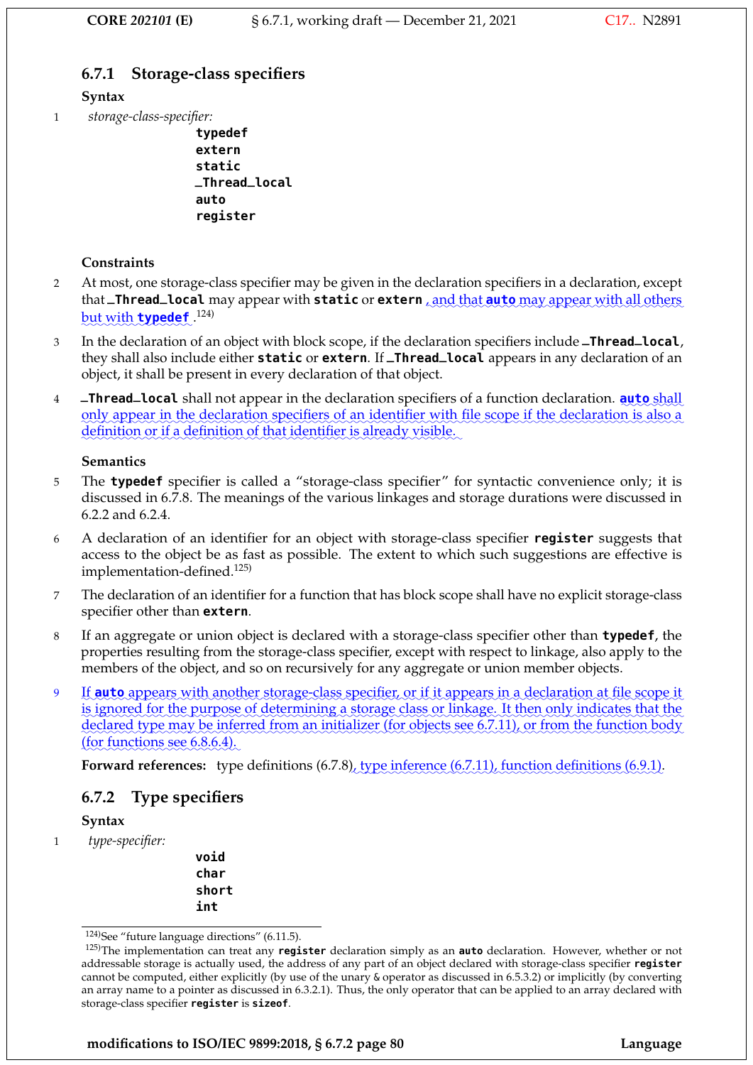### 6.7.1 Storage-class specifiers

**Syntax**

1 *storage-class-specifier:*

```
typedef
extern
static
_Thread_local
auto
register
```

**Constraints**

2 At most, one storage-class specifier may be given in the declaration specifiers in a declaration, except that **_Thread_local** may appear with **static** or **extern** , and that **auto** may appear with all others but with **typedef** .[124)]

3 In the declaration of an object with block scope, if the declaration specifiers include **_Thread_local**, they shall also include either **static** or **extern**. If **_Thread_local** appears in any declaration of an object, it shall be present in every declaration of that object.

4 **_Thread_local** shall not appear in the declaration specifiers of a function declaration. **auto** shall only appear in the declaration specifiers of an identifier with file scope if the declaration is also a definition or if a definition of that identifier is already visible.

**Semantics**

5 The **typedef** specifier is called a "storage-class specifier" for syntactic convenience only; it is discussed in 6.7.8. The meanings of the various linkages and storage durations were discussed in 6.2.2 and 6.2.4.

6 A declaration of an identifier for an object with storage-class specifier **register** suggests that access to the object be as fast as possible. The extent to which such suggestions are effective is implementation-defined.[125)]

7 The declaration of an identifier for a function that has block scope shall have no explicit storage-class specifier other than **extern**.

8 If an aggregate or union object is declared with a storage-class specifier other than **typedef**, the properties resulting from the storage-class specifier, except with respect to linkage, also apply to the members of the object, and so on recursively for any aggregate or union member objects.

9 If **auto** appears with another storage-class specifier, or if it appears in a declaration at file scope it is ignored for the purpose of determining a storage class or linkage. It then only indicates that the declared type may be inferred from an initializer (for objects see 6.7.11), or from the function body (for functions see 6.8.6.4).

**Forward references:** type definitions (6.7.8), type inference (6.7.11), function definitions (6.9.1).

### 6.7.2 Type specifiers

**Syntax**

1 *type-specifier:*

```
void
char
short
int
```

---

[124)]See "future language directions" (6.11.5).

[125)]The implementation can treat any **register** declaration simply as an **auto** declaration. However, whether or not addressable storage is actually used, the address of any part of an object declared with storage-class specifier **register** cannot be computed, either explicitly (by use of the unary & operator as discussed in 6.5.3.2) or implicitly (by converting an array name to a pointer as discussed in 6.3.2.1). Thus, the only operator that can be applied to an array declared with storage-class specifier **register** is **sizeof**.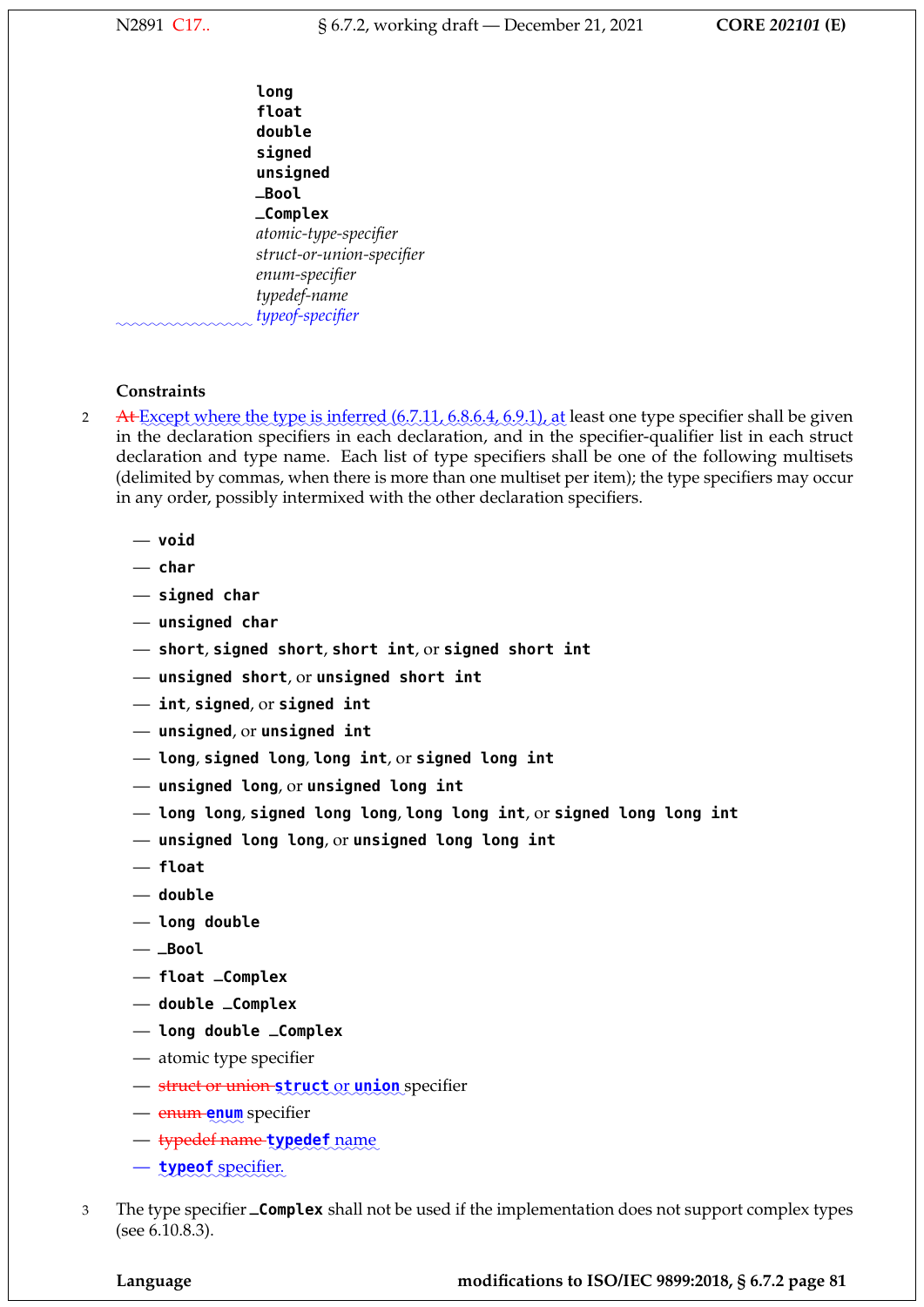```
long
float
double
signed
unsigned
_Bool
_Complex
```
*atomic-type-specifier*
*struct-or-union-specifier*
*enum-specifier*
*typedef-name*
*typeof-specifier*

**Constraints**

2 ~~At~~ Except where the type is inferred (6.7.11, 6.8.6.4, 6.9.1), at least one type specifier shall be given in the declaration specifiers in each declaration, and in the specifier-qualifier list in each struct declaration and type name. Each list of type specifiers shall be one of the following multisets (delimited by commas, when there is more than one multiset per item); the type specifiers may occur in any order, possibly intermixed with the other declaration specifiers.

- **void**
- **char**
- **signed char**
- **unsigned char**
- **short**, **signed short**, **short int**, or **signed short int**
- **unsigned short**, or **unsigned short int**
- **int**, **signed**, or **signed int**
- **unsigned**, or **unsigned int**
- **long**, **signed long**, **long int**, or **signed long int**
- **unsigned long**, or **unsigned long int**
- **long long**, **signed long long**, **long long int**, or **signed long long int**
- **unsigned long long**, or **unsigned long long int**
- **float**
- **double**
- **long double**
- **_Bool**
- **float _Complex**
- **double _Complex**
- **long double _Complex**
- atomic type specifier
- ~~struct or union~~ **struct** or **union** specifier
- ~~enum~~ **enum** specifier
- ~~typedef name~~ **typedef** name
- **typeof** specifier.

3 The type specifier **_Complex** shall not be used if the implementation does not support complex types (see 6.10.8.3).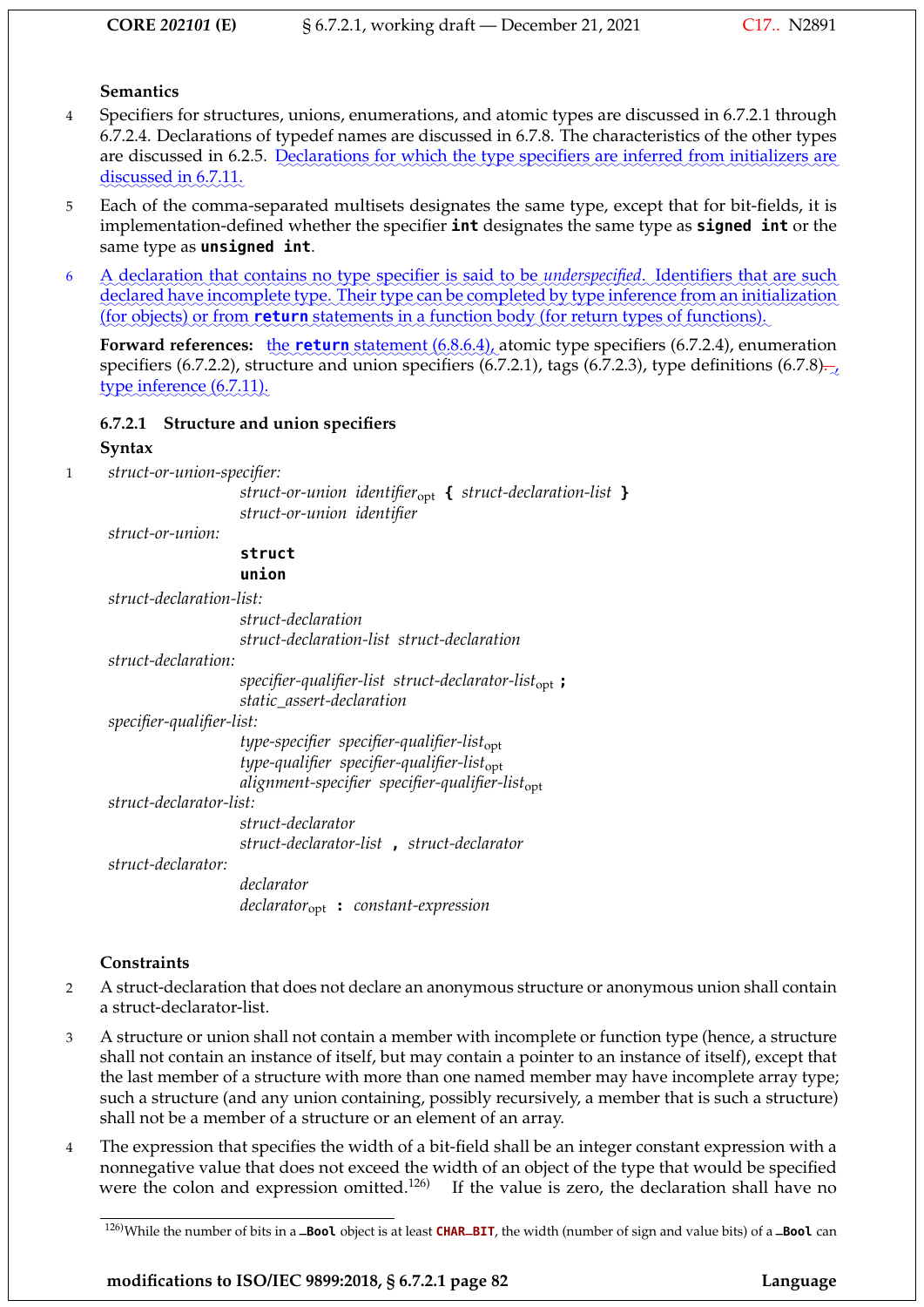**Semantics**

4 Specifiers for structures, unions, enumerations, and atomic types are discussed in 6.7.2.1 through 6.7.2.4. Declarations of typedef names are discussed in 6.7.8. The characteristics of the other types are discussed in 6.2.5. Declarations for which the type specifiers are inferred from initializers are discussed in 6.7.11.

5 Each of the comma-separated multisets designates the same type, except that for bit-fields, it is implementation-defined whether the specifier **int** designates the same type as **signed int** or the same type as **unsigned int**.

6 A declaration that contains no type specifier is said to be *underspecified*. Identifiers that are such declared have incomplete type. Their type can be completed by type inference from an initialization (for objects) or from **return** statements in a function body (for return types of functions).

**Forward references:** the **return** statement (6.8.6.4), atomic type specifiers (6.7.2.4), enumeration specifiers (6.7.2.2), structure and union specifiers (6.7.2.1), tags (6.7.2.3), type definitions (6.7.8)., type inference (6.7.11).

### 6.7.2.1 Structure and union specifiers

**Syntax**

1
*struct-or-union-specifier:*
  *struct-or-union identifier*$_{opt}$ **{** *struct-declaration-list* **}**
  *struct-or-union identifier*

*struct-or-union:*
  **struct**
  **union**

*struct-declaration-list:*
  *struct-declaration*
  *struct-declaration-list struct-declaration*

*struct-declaration:*
  *specifier-qualifier-list struct-declarator-list*$_{opt}$ **;**
  *static_assert-declaration*

*specifier-qualifier-list:*
  *type-specifier specifier-qualifier-list*$_{opt}$
  *type-qualifier specifier-qualifier-list*$_{opt}$
  *alignment-specifier specifier-qualifier-list*$_{opt}$

*struct-declarator-list:*
  *struct-declarator*
  *struct-declarator-list* **,** *struct-declarator*

*struct-declarator:*
  *declarator*
  *declarator*$_{opt}$ **:** *constant-expression*

**Constraints**

2 A struct-declaration that does not declare an anonymous structure or anonymous union shall contain a struct-declarator-list.

3 A structure or union shall not contain a member with incomplete or function type (hence, a structure shall not contain an instance of itself, but may contain a pointer to an instance of itself), except that the last member of a structure with more than one named member may have incomplete array type; such a structure (and any union containing, possibly recursively, a member that is such a structure) shall not be a member of a structure or an element of an array.

4 The expression that specifies the width of a bit-field shall be an integer constant expression with a nonnegative value that does not exceed the width of an object of the type that would be specified were the colon and expression omitted.[126] If the value is zero, the declaration shall have no

[126]While the number of bits in a **_Bool** object is at least **CHAR_BIT**, the width (number of sign and value bits) of a **_Bool** can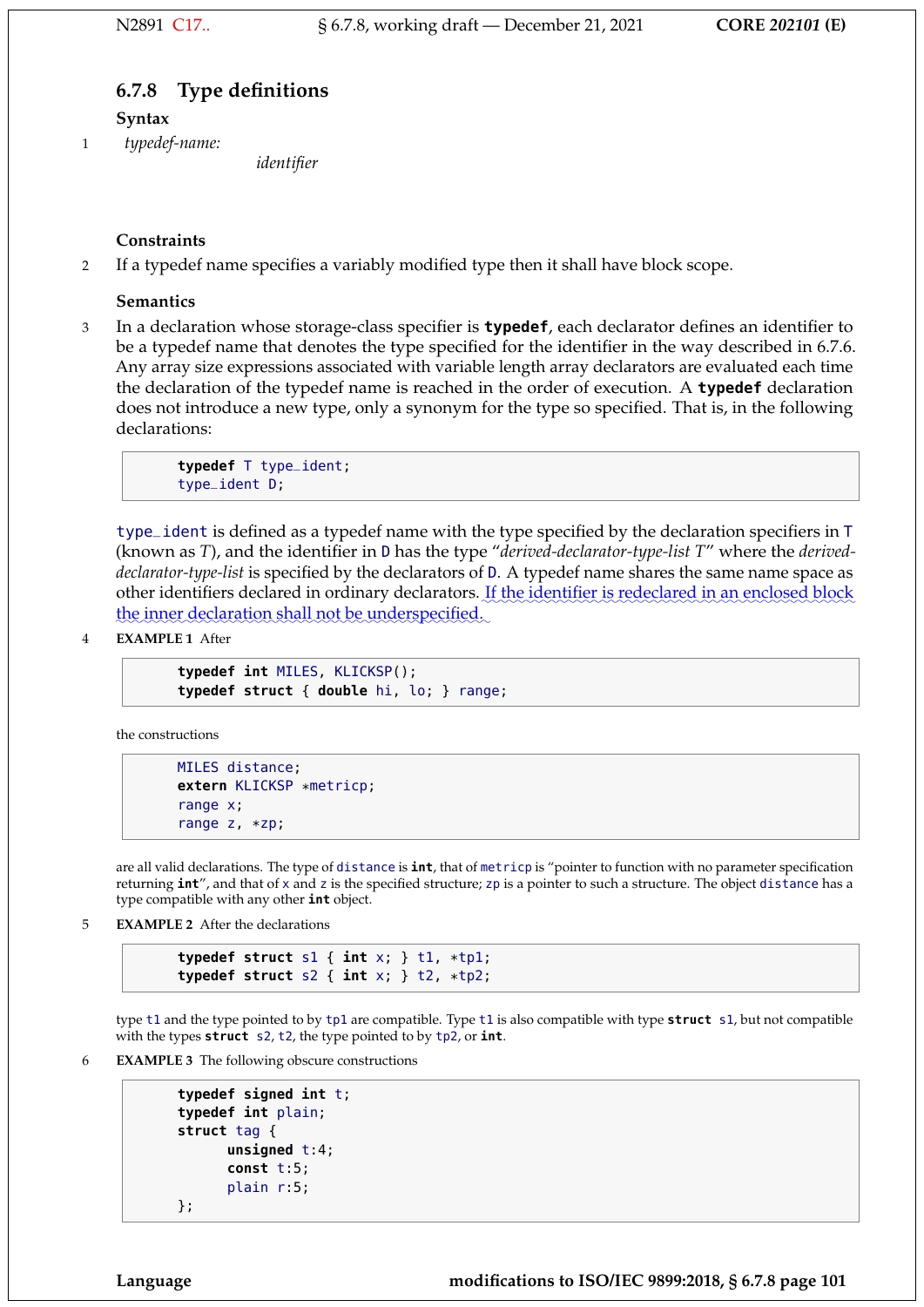### 6.7.8 Type definitions

**Syntax**

1 *typedef-name:*

  *identifier*

**Constraints**

2 If a typedef name specifies a variably modified type then it shall have block scope.

**Semantics**

3 In a declaration whose storage-class specifier is **typedef**, each declarator defines an identifier to be a typedef name that denotes the type specified for the identifier in the way described in 6.7.6. Any array size expressions associated with variable length array declarators are evaluated each time the declaration of the typedef name is reached in the order of execution. A **typedef** declaration does not introduce a new type, only a synonym for the type so specified. That is, in the following declarations:

```
typedef T type_ident;
type_ident D;
```

`type_ident` is defined as a typedef name with the type specified by the declaration specifiers in `T` (known as *T*), and the identifier in `D` has the type "*derived-declarator-type-list T*" where the *derived-declarator-type-list* is specified by the declarators of `D`. A typedef name shares the same name space as other identifiers declared in ordinary declarators. If the identifier is redeclared in an enclosed block the inner declaration shall not be underspecified.

4 **EXAMPLE 1** After

```
typedef int MILES, KLICKSP();
typedef struct { double hi, lo; } range;
```

the constructions

```
MILES distance;
extern KLICKSP *metricp;
range x;
range z, *zp;
```

are all valid declarations. The type of `distance` is **int**, that of `metricp` is "pointer to function with no parameter specification returning **int**", and that of `x` and `z` is the specified structure; `zp` is a pointer to such a structure. The object `distance` has a type compatible with any other **int** object.

5 **EXAMPLE 2** After the declarations

```
typedef struct s1 { int x; } t1, *tp1;
typedef struct s2 { int x; } t2, *tp2;
```

type `t1` and the type pointed to by `tp1` are compatible. Type `t1` is also compatible with type **struct** `s1`, but not compatible with the types **struct** `s2`, `t2`, the type pointed to by `tp2`, or **int**.

6 **EXAMPLE 3** The following obscure constructions

```
typedef signed int t;
typedef int plain;
struct tag {
      unsigned t:4;
      const t:5;
      plain r:5;
};
```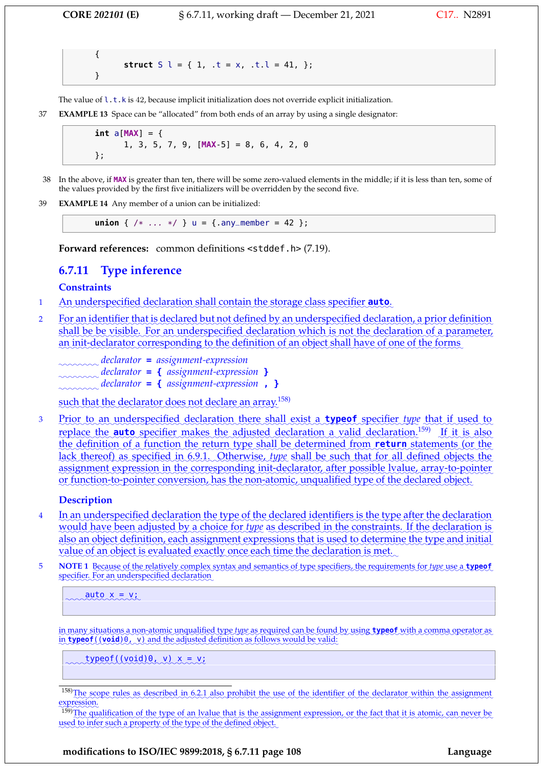```
{
      struct S l = { 1, .t = x, .t.l = 41, };
}
```

The value of `l.t.k` is 42, because implicit initialization does not override explicit initialization.

37 **EXAMPLE 13** Space can be "allocated" from both ends of an array by using a single designator:

```
int a[MAX] = {
      1, 3, 5, 7, 9, [MAX-5] = 8, 6, 4, 2, 0
};
```

38 In the above, if `MAX` is greater than ten, there will be some zero-valued elements in the middle; if it is less than ten, some of the values provided by the first five initializers will be overridden by the second five.

39 **EXAMPLE 14** Any member of a union can be initialized:

```
union { /* ... */ } u = {.any_member = 42 };
```

**Forward references:** common definitions `<stddef.h>` (7.19).

## 6.7.11 Type inference

### Constraints

1 An underspecified declaration shall contain the storage class specifier **`auto`**.

2 For an identifier that is declared but not defined by an underspecified declaration, a prior definition shall be visible. For an underspecified declaration which is not the declaration of a parameter, an init-declarator corresponding to the definition of an object shall have of one of the forms

> *declarator* **=** *assignment-expression*
> *declarator* **= {** *assignment-expression* **}**
> *declarator* **= {** *assignment-expression* **, }**

such that the declarator does not declare an array.[158)]

3 Prior to an underspecified declaration there shall exist a **`typeof`** specifier *type* that if used to replace the **`auto`** specifier makes the adjusted declaration a valid declaration.[159)] If it is also the definition of a function the return type shall be determined from **`return`** statements (or the lack thereof) as specified in 6.9.1. Otherwise, *type* shall be such that for all defined objects the assignment expression in the corresponding init-declarator, after possible lvalue, array-to-pointer or function-to-pointer conversion, has the non-atomic, unqualified type of the declared object.

### Description

4 In an underspecified declaration the type of the declared identifiers is the type after the declaration would have been adjusted by a choice for *type* as described in the constraints. If the declaration is also an object definition, each assignment expressions that is used to determine the type and initial value of an object is evaluated exactly once each time the declaration is met.

5 **NOTE 1** Because of the relatively complex syntax and semantics of type specifiers, the requirements for *type* use a **`typeof`** specifier. For an underspecified declaration

```
auto x = v;
```

in many situations a non-atomic unqualified type *type* as required can be found by using **`typeof`** with a comma operator as in **`typeof((void)0, v)`** and the adjusted definition as follows would be valid:

```
typeof((void)0, v) x = v;
```

---

158)The scope rules as described in 6.2.1 also prohibit the use of the identifier of the declarator within the assignment expression.

159)The qualification of the type of an lvalue that is the assignment expression, or the fact that it is atomic, can never be used to infer such a property of the type of the defined object.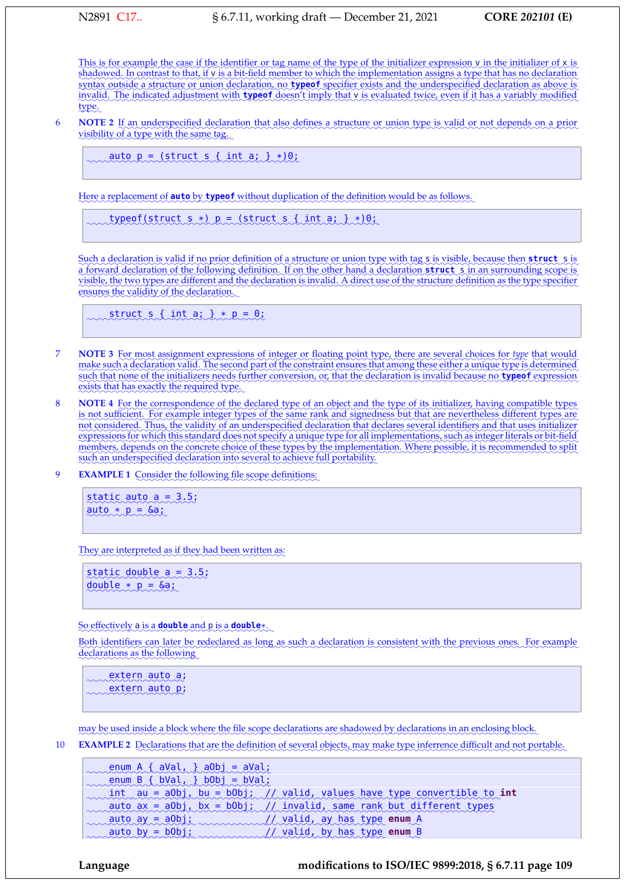This is for example the case if the identifier or tag name of the type of the initializer expression v in the initializer of x is shadowed. In contrast to that, if v is a bit-field member to which the implementation assigns a type that has no declaration syntax outside a structure or union declaration, no **typeof** specifier exists and the underspecified declaration as above is invalid. The indicated adjustment with **typeof** doesn't imply that v is evaluated twice, even if it has a variably modified type.

6 **NOTE 2** If an underspecified declaration that also defines a structure or union type is valid or not depends on a prior visibility of a type with the same tag.

```
    auto p = (struct s { int a; } *)0;
```

Here a replacement of **auto** by **typeof** without duplication of the definition would be as follows.

```
    typeof(struct s *) p = (struct s { int a; } *)0;
```

Such a declaration is valid if no prior definition of a structure or union type with tag s is visible, because then **struct** s is a forward declaration of the following definition. If on the other hand a declaration **struct** s in an surrounding scope is visible, the two types are different and the declaration is invalid. A direct use of the structure definition as the type specifier ensures the validity of the declaration.

```
    struct s { int a; } * p = 0;
```

7 **NOTE 3** For most assignment expressions of integer or floating point type, there are several choices for *type* that would make such a declaration valid. The second part of the constraint ensures that among these either a unique type is determined such that none of the initializers needs further conversion, or, that the declaration is invalid because no **typeof** expression exists that has exactly the required type.

8 **NOTE 4** For the correspondence of the declared type of an object and the type of its initializer, having compatible types is not sufficient. For example integer types of the same rank and signedness but that are nevertheless different types are not considered. Thus, the validity of an underspecified declaration that declares several identifiers and that uses initializer expressions for which this standard does not specify a unique type for all implementations, such as integer literals or bit-field members, depends on the concrete choice of these types by the implementation. Where possible, it is recommended to split such an underspecified declaration into several to achieve full portability.

9 **EXAMPLE 1** Consider the following file scope definitions:

```
static auto a = 3.5;
auto * p = &a;
```

They are interpreted as if they had been written as:

```
static double a = 3.5;
double * p = &a;
```

So effectively a is a **double** and p is a **double***.

Both identifiers can later be redeclared as long as such a declaration is consistent with the previous ones. For example declarations as the following

```
    extern auto a;
    extern auto p;
```

may be used inside a block where the file scope declarations are shadowed by declarations in an enclosing block.

10 **EXAMPLE 2** Declarations that are the definition of several objects, may make type inferrence difficult and not portable.

```
    enum A { aVal, } aObj = aVal;
    enum B { bVal, } bObj = bVal;
    int  au = aObj, bu = bObj;  // valid, values have type convertible to int
    auto ax = aObj, bx = bObj;  // invalid, same rank but different types
    auto ay = aObj;             // valid, ay has type enum A
    auto by = bObj;             // valid, by has type enum B
```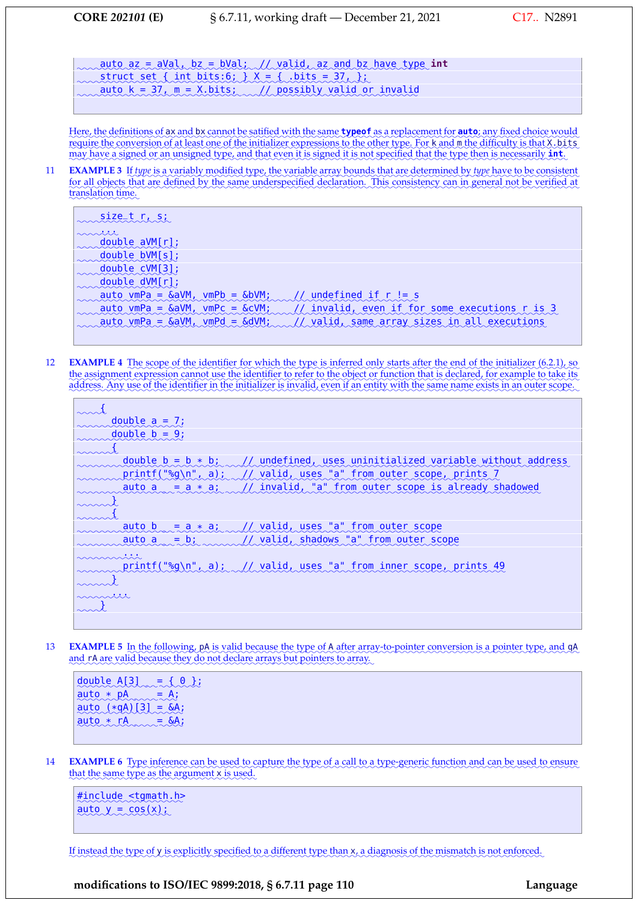```
    auto az = aVal, bz = bVal;  // valid, az and bz have type int
    struct set { int bits:6; } X = { .bits = 37, };
    auto k = 37, m = X.bits;    // possibly valid or invalid
```

Here, the definitions of ax and bx cannot be satified with the same **typeof** as a replacement for **auto**; any fixed choice would require the conversion of at least one of the initializer expressions to the other type. For k and m the difficulty is that X.bits may have a signed or an unsigned type, and that even it is signed it is not specified that the type then is necessarily **int**.

11 **EXAMPLE 3** If *type* is a variably modified type, the variable array bounds that are determined by *type* have to be consistent for all objects that are defined by the same underspecified declaration. This consistency can in general not be verified at translation time.

```
    size_t r, s;
    ...
    double aVM[r];
    double bVM[s];
    double cVM[3];
    double dVM[r];
    auto vmPa = &aVM, vmPb = &bVM;    // undefined if r != s
    auto vmPa = &aVM, vmPc = &cVM;    // invalid, even if for some executions r is 3
    auto vmPa = &aVM, vmPd = &dVM;    // valid, same array sizes in all executions
```

12 **EXAMPLE 4** The scope of the identifier for which the type is inferred only starts after the end of the initializer (6.2.1), so the assignment expression cannot use the identifier to refer to the object or function that is declared, for example to take its address. Any use of the identifier in the initializer is invalid, even if an entity with the same name exists in an outer scope.

```
    {
      double a = 7;
      double b = 9;
      {
        double b = b * b;    // undefined, uses uninitialized variable without address
        printf("%g\n", a);   // valid, uses "a" from outer scope, prints 7
        auto a   = a * a;    // invalid, "a" from outer scope is already shadowed
      }
      {
        auto b   = a * a;    // valid, uses "a" from outer scope
        auto a   = b;        // valid, shadows "a" from outer scope
        ...
        printf("%g\n", a);   // valid, uses "a" from inner scope, prints 49
      }
      ...
    }
```

13 **EXAMPLE 5** In the following, pA is valid because the type of A after array-to-pointer conversion is a pointer type, and qA and rA are valid because they do not declare arrays but pointers to array.

```
double A[3]   = { 0 };
auto * pA     = A;
auto (*qA)[3] = &A;
auto * rA     = &A;
```

14 **EXAMPLE 6** Type inference can be used to capture the type of a call to a type-generic function and can be used to ensure that the same type as the argument x is used.

```
#include <tgmath.h>
auto y = cos(x);
```

If instead the type of y is explicitly specified to a different type than x, a diagnosis of the mismatch is not enforced.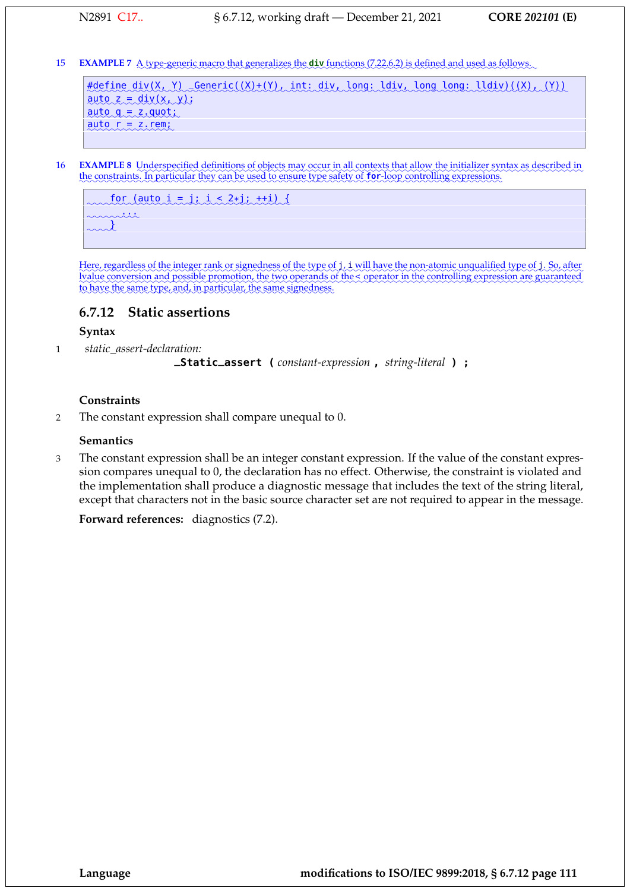15 **EXAMPLE 7** A type-generic macro that generalizes the **div** functions (7.22.6.2) is defined and used as follows.

```
#define div(X, Y) _Generic((X)+(Y), int: div, long: ldiv, long long: lldiv)((X), (Y))
auto z = div(x, y);
auto q = z.quot;
auto r = z.rem;
```

16 **EXAMPLE 8** Underspecified definitions of objects may occur in all contexts that allow the initializer syntax as described in the constraints. In particular they can be used to ensure type safety of **for**-loop controlling expressions.

```
    for (auto i = j; i < 2*j; ++i) {
        ...
    }
```

Here, regardless of the integer rank or signedness of the type of j, i will have the non-atomic unqualified type of j. So, after lvalue conversion and possible promotion, the two operands of the < operator in the controlling expression are guaranteed to have the same type, and, in particular, the same signedness.

## 6.7.12 Static assertions

### Syntax

1 *static_assert-declaration:*
  **_Static_assert (** *constant-expression* **,** *string-literal* **) ;**

### Constraints

2 The constant expression shall compare unequal to 0.

### Semantics

3 The constant expression shall be an integer constant expression. If the value of the constant expression compares unequal to 0, the declaration has no effect. Otherwise, the constraint is violated and the implementation shall produce a diagnostic message that includes the text of the string literal, except that characters not in the basic source character set are not required to appear in the message.

**Forward references:** diagnostics (7.2).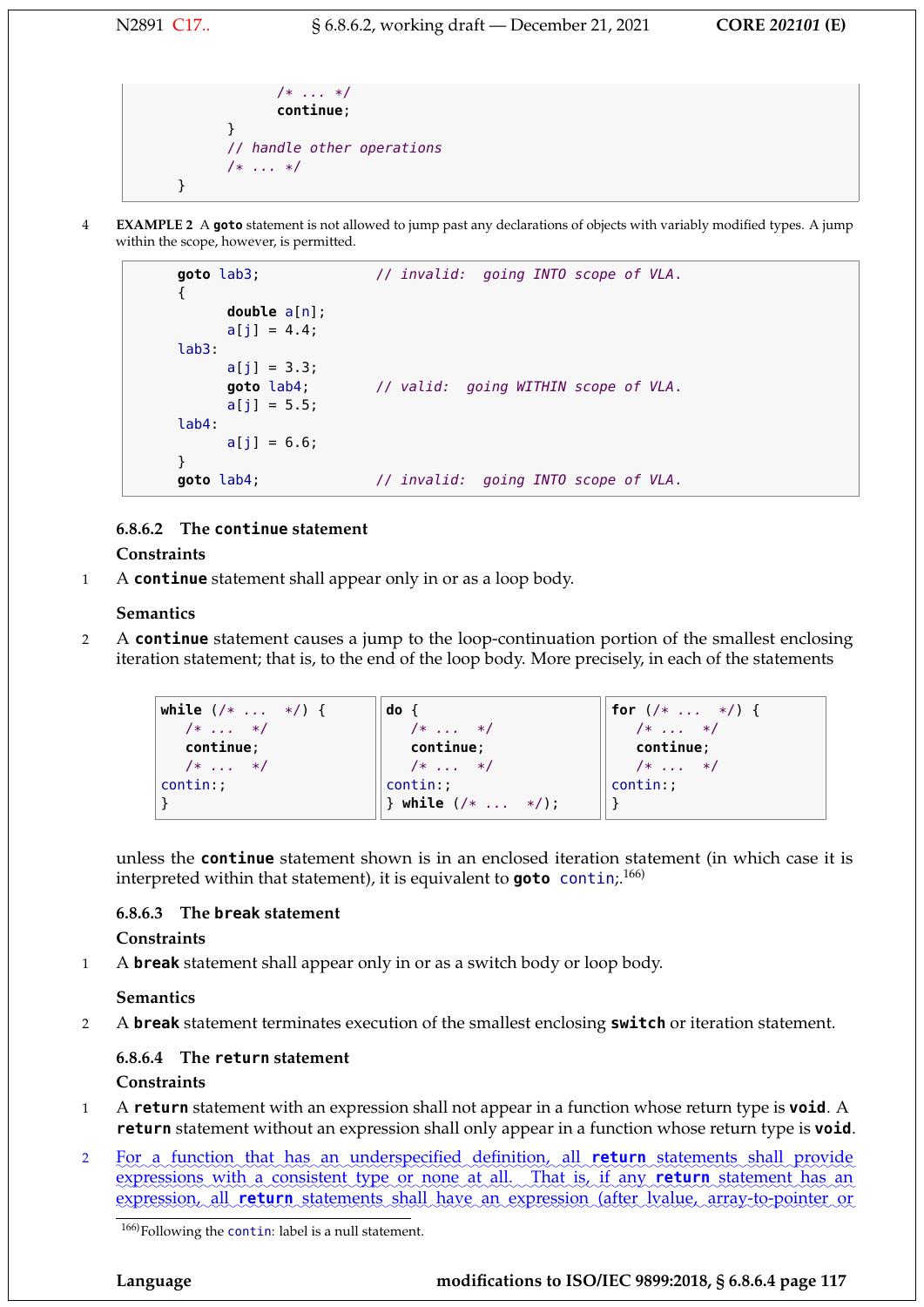```
            /* ... */
            continue;
        }
        // handle other operations
        /* ... */
    }
```

4 **EXAMPLE 2** A **goto** statement is not allowed to jump past any declarations of objects with variably modified types. A jump within the scope, however, is permitted.

```
    goto lab3;              // invalid:  going INTO scope of VLA.
    {
          double a[n];
          a[j] = 4.4;
    lab3:
          a[j] = 3.3;
          goto lab4;        // valid:  going WITHIN scope of VLA.
          a[j] = 5.5;
    lab4:
          a[j] = 6.6;
    }
    goto lab4;              // invalid:  going INTO scope of VLA.
```

### 6.8.6.2 The `continue` statement

**Constraints**

1 A **continue** statement shall appear only in or as a loop body.

**Semantics**

2 A **continue** statement causes a jump to the loop-continuation portion of the smallest enclosing iteration statement; that is, to the end of the loop body. More precisely, in each of the statements

```
while (/* ...  */) {
   /* ...  */
   continue;
   /* ...  */
contin:;
}
```

```
do {
   /* ...  */
   continue;
   /* ...  */
contin:;
} while (/* ...  */);
```

```
for (/* ...  */) {
   /* ...  */
   continue;
   /* ...  */
contin:;
}
```

unless the **continue** statement shown is in an enclosed iteration statement (in which case it is interpreted within that statement), it is equivalent to **goto** `contin;`.[166)]

### 6.8.6.3 The `break` statement

**Constraints**

1 A **break** statement shall appear only in or as a switch body or loop body.

**Semantics**

2 A **break** statement terminates execution of the smallest enclosing **switch** or iteration statement.

### 6.8.6.4 The `return` statement

**Constraints**

1 A **return** statement with an expression shall not appear in a function whose return type is **void**. A **return** statement without an expression shall only appear in a function whose return type is **void**.

2 For a function that has an underspecified definition, all **return** statements shall provide expressions with a consistent type or none at all. That is, if any **return** statement has an expression, all **return** statements shall have an expression (after lvalue, array-to-pointer or

[166)] Following the `contin`: label is a null statement.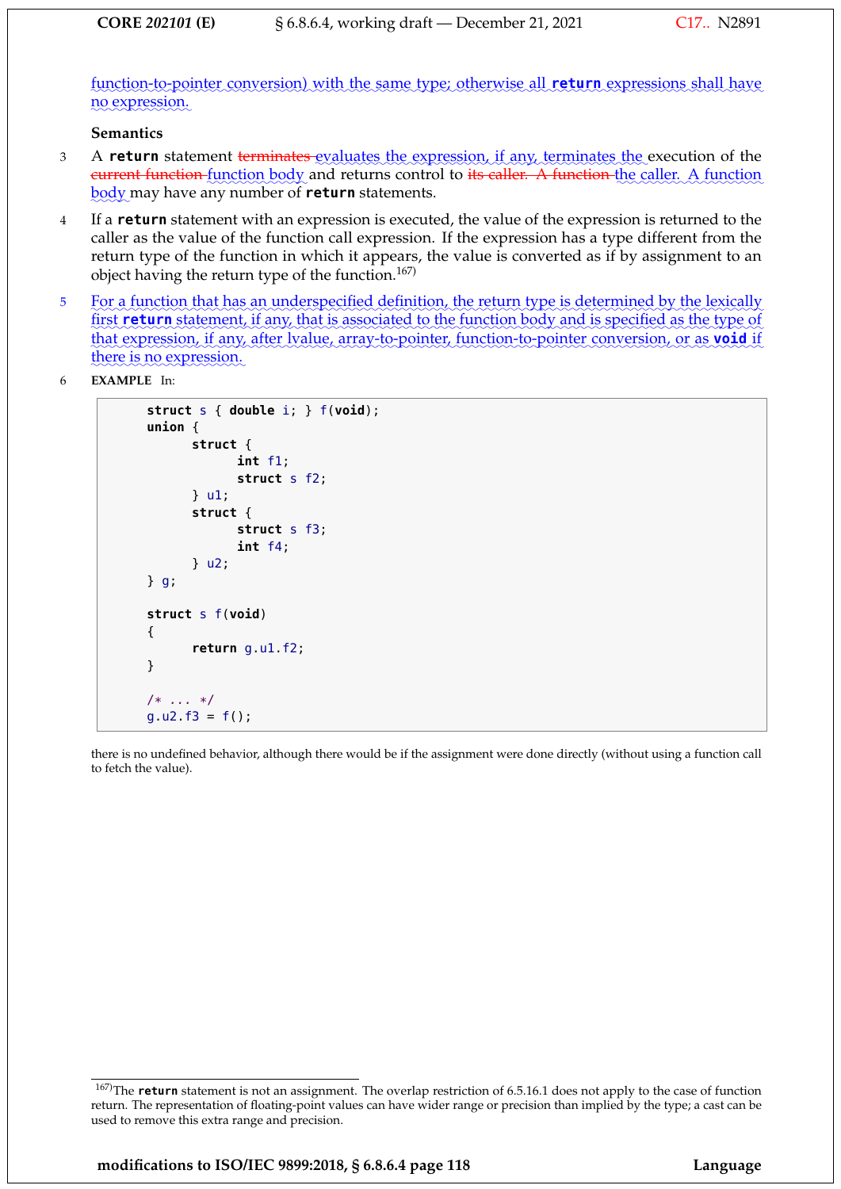function-to-pointer conversion) with the same type; otherwise all **return** expressions shall have no expression.

**Semantics**

3 A **return** statement ~~terminates~~ evaluates the expression, if any, terminates the execution of the ~~current function~~ function body and returns control to ~~its caller. A function~~ the caller. A function body may have any number of **return** statements.

4 If a **return** statement with an expression is executed, the value of the expression is returned to the caller as the value of the function call expression. If the expression has a type different from the return type of the function in which it appears, the value is converted as if by assignment to an object having the return type of the function.[167)]

5 For a function that has an underspecified definition, the return type is determined by the lexically first **return** statement, if any, that is associated to the function body and is specified as the type of that expression, if any, after lvalue, array-to-pointer, function-to-pointer conversion, or as **void** if there is no expression.

6 **EXAMPLE** In:

```
struct s { double i; } f(void);
union {
      struct {
            int f1;
            struct s f2;
      } u1;
      struct {
            struct s f3;
            int f4;
      } u2;
} g;

struct s f(void)
{
      return g.u1.f2;
}

/* ... */
g.u2.f3 = f();
```

there is no undefined behavior, although there would be if the assignment were done directly (without using a function call to fetch the value).

---

167)The **return** statement is not an assignment. The overlap restriction of 6.5.16.1 does not apply to the case of function return. The representation of floating-point values can have wider range or precision than implied by the type; a cast can be used to remove this extra range and precision.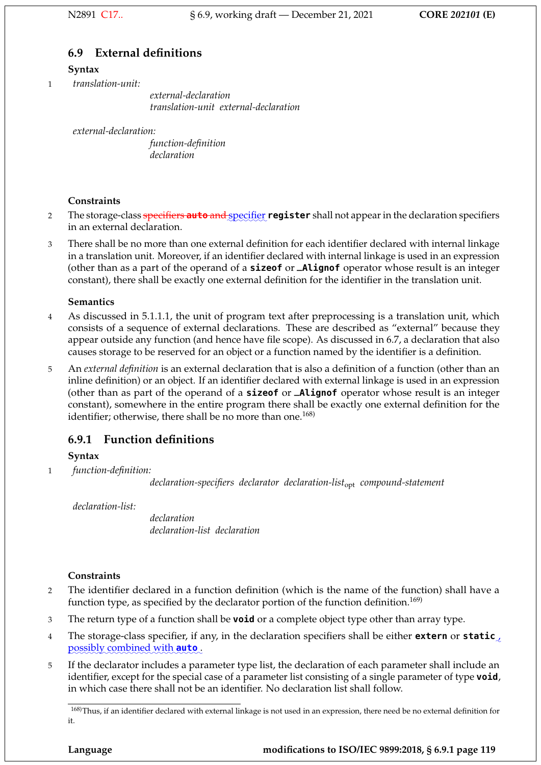## 6.9 External definitions

**Syntax**

1 *translation-unit:*

> *external-declaration*
> *translation-unit external-declaration*

*external-declaration:*

> *function-definition*
> *declaration*

**Constraints**

2 The storage-class ~~specifiers **auto** and~~ specifier **register** shall not appear in the declaration specifiers in an external declaration.

3 There shall be no more than one external definition for each identifier declared with internal linkage in a translation unit. Moreover, if an identifier declared with internal linkage is used in an expression (other than as a part of the operand of a **sizeof** or **_Alignof** operator whose result is an integer constant), there shall be exactly one external definition for the identifier in the translation unit.

**Semantics**

4 As discussed in 5.1.1.1, the unit of program text after preprocessing is a translation unit, which consists of a sequence of external declarations. These are described as "external" because they appear outside any function (and hence have file scope). As discussed in 6.7, a declaration that also causes storage to be reserved for an object or a function named by the identifier is a definition.

5 An *external definition* is an external declaration that is also a definition of a function (other than an inline definition) or an object. If an identifier declared with external linkage is used in an expression (other than as part of the operand of a **sizeof** or **_Alignof** operator whose result is an integer constant), somewhere in the entire program there shall be exactly one external definition for the identifier; otherwise, there shall be no more than one.[168)]

### 6.9.1 Function definitions

**Syntax**

1 *function-definition:*

> *declaration-specifiers declarator declaration-list*$_{\text{opt}}$ *compound-statement*

*declaration-list:*

> *declaration*
> *declaration-list declaration*

**Constraints**

2 The identifier declared in a function definition (which is the name of the function) shall have a function type, as specified by the declarator portion of the function definition.[169)]

3 The return type of a function shall be **void** or a complete object type other than array type.

4 The storage-class specifier, if any, in the declaration specifiers shall be either **extern** or **static**, possibly combined with **auto**.

5 If the declarator includes a parameter type list, the declaration of each parameter shall include an identifier, except for the special case of a parameter list consisting of a single parameter of type **void**, in which case there shall not be an identifier. No declaration list shall follow.

---

[168)] Thus, if an identifier declared with external linkage is not used in an expression, there need be no external definition for it.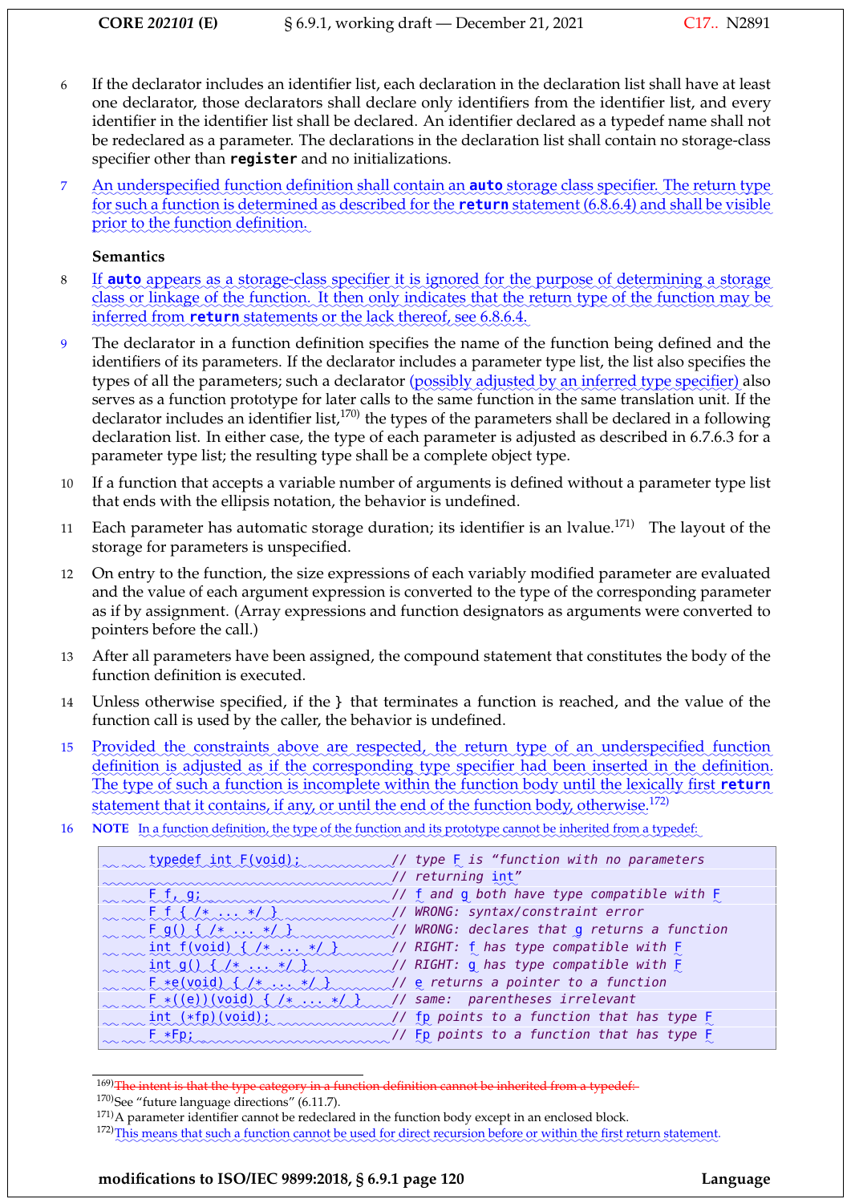6 If the declarator includes an identifier list, each declaration in the declaration list shall have at least one declarator, those declarators shall declare only identifiers from the identifier list, and every identifier in the identifier list shall be declared. An identifier declared as a typedef name shall not be redeclared as a parameter. The declarations in the declaration list shall contain no storage-class specifier other than **register** and no initializations.

7 An underspecified function definition shall contain an **auto** storage class specifier. The return type for such a function is determined as described for the **return** statement (6.8.6.4) and shall be visible prior to the function definition.

### Semantics

8 If **auto** appears as a storage-class specifier it is ignored for the purpose of determining a storage class or linkage of the function. It then only indicates that the return type of the function may be inferred from **return** statements or the lack thereof, see 6.8.6.4.

9 The declarator in a function definition specifies the name of the function being defined and the identifiers of its parameters. If the declarator includes a parameter type list, the list also specifies the types of all the parameters; such a declarator (possibly adjusted by an inferred type specifier) also serves as a function prototype for later calls to the same function in the same translation unit. If the declarator includes an identifier list,[170] the types of the parameters shall be declared in a following declaration list. In either case, the type of each parameter is adjusted as described in 6.7.6.3 for a parameter type list; the resulting type shall be a complete object type.

10 If a function that accepts a variable number of arguments is defined without a parameter type list that ends with the ellipsis notation, the behavior is undefined.

11 Each parameter has automatic storage duration; its identifier is an lvalue.[171] The layout of the storage for parameters is unspecified.

12 On entry to the function, the size expressions of each variably modified parameter are evaluated and the value of each argument expression is converted to the type of the corresponding parameter as if by assignment. (Array expressions and function designators as arguments were converted to pointers before the call.)

13 After all parameters have been assigned, the compound statement that constitutes the body of the function definition is executed.

14 Unless otherwise specified, if the } that terminates a function is reached, and the value of the function call is used by the caller, the behavior is undefined.

15 Provided the constraints above are respected, the return type of an underspecified function definition is adjusted as if the corresponding type specifier had been inserted in the definition. The type of such a function is incomplete within the function body until the lexically first **return** statement that it contains, if any, or until the end of the function body, otherwise.[172]

16 **NOTE** In a function definition, the type of the function and its prototype cannot be inherited from a typedef:

```
typedef int F(void);          // type F is "function with no parameters
                              // returning int"
F f, g;                       // f and g both have type compatible with F
F f { /* ... */ }             // WRONG: syntax/constraint error
F g() { /* ... */ }           // WRONG: declares that g returns a function
int f(void) { /* ... */ }     // RIGHT: f has type compatible with F
int g() { /* ... */ }         // RIGHT: g has type compatible with F
F *e(void) { /* ... */ }      // e returns a pointer to a function
F *((e))(void) { /* ... */ }  // same: parentheses irrelevant
int (*fp)(void);              // fp points to a function that has type F
F *Fp;                        // Fp points to a function that has type F
```

---

[169] ~~The intent is that the type category in a function definition cannot be inherited from a typedef:~~

[170] See "future language directions" (6.11.7).

[171] A parameter identifier cannot be redeclared in the function body except in an enclosed block.

[172] This means that such a function cannot be used for direct recursion before or within the first return statement.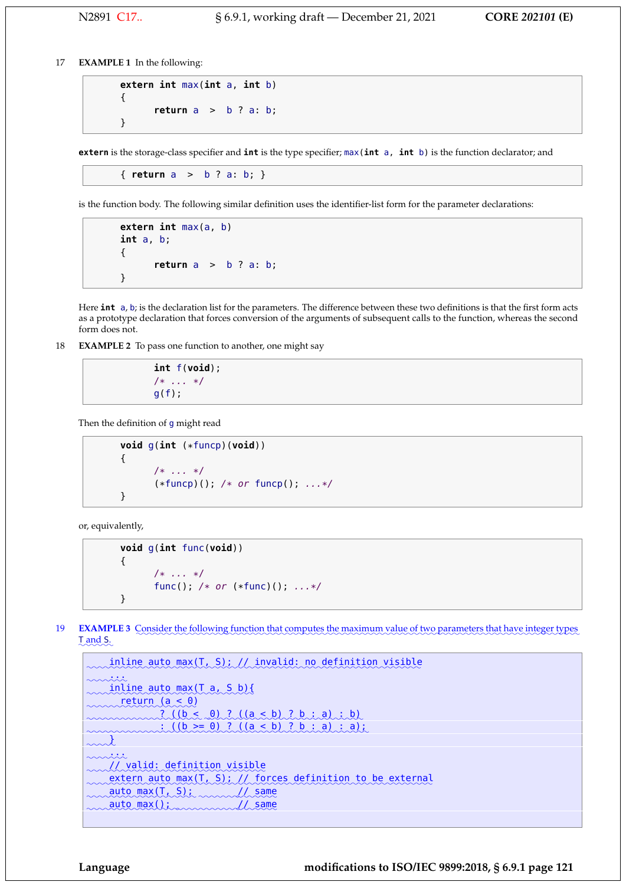17 **EXAMPLE 1** In the following:

```
extern int max(int a, int b)
{
      return a  >  b ? a: b;
}
```

`extern` is the storage-class specifier and `int` is the type specifier; `max(int a, int b)` is the function declarator; and

```
{ return a  >  b ? a: b; }
```

is the function body. The following similar definition uses the identifier-list form for the parameter declarations:

```
extern int max(a, b)
int a, b;
{
      return a  >  b ? a: b;
}
```

Here `int a, b;` is the declaration list for the parameters. The difference between these two definitions is that the first form acts as a prototype declaration that forces conversion of the arguments of subsequent calls to the function, whereas the second form does not.

18 **EXAMPLE 2** To pass one function to another, one might say

```
      int f(void);
      /* ... */
      g(f);
```

Then the definition of `g` might read

```
void g(int (*funcp)(void))
{
      /* ... */
      (*funcp)(); /* or funcp(); ...*/
}
```

or, equivalently,

```
void g(int func(void))
{
      /* ... */
      func(); /* or (*func)(); ...*/
}
```

19 **EXAMPLE 3** Consider the following function that computes the maximum value of two parameters that have integer types T and S.

```
inline auto max(T, S); // invalid: no definition visible
...
inline auto max(T a, S b){
  return (a < 0)
         ? ((b <  0) ? ((a < b) ? b : a) : b)
         : ((b >= 0) ? ((a < b) ? b : a) : a);
}
...
// valid: definition visible
extern auto max(T, S); // forces definition to be external
auto max(T, S);        // same
auto max();            // same
```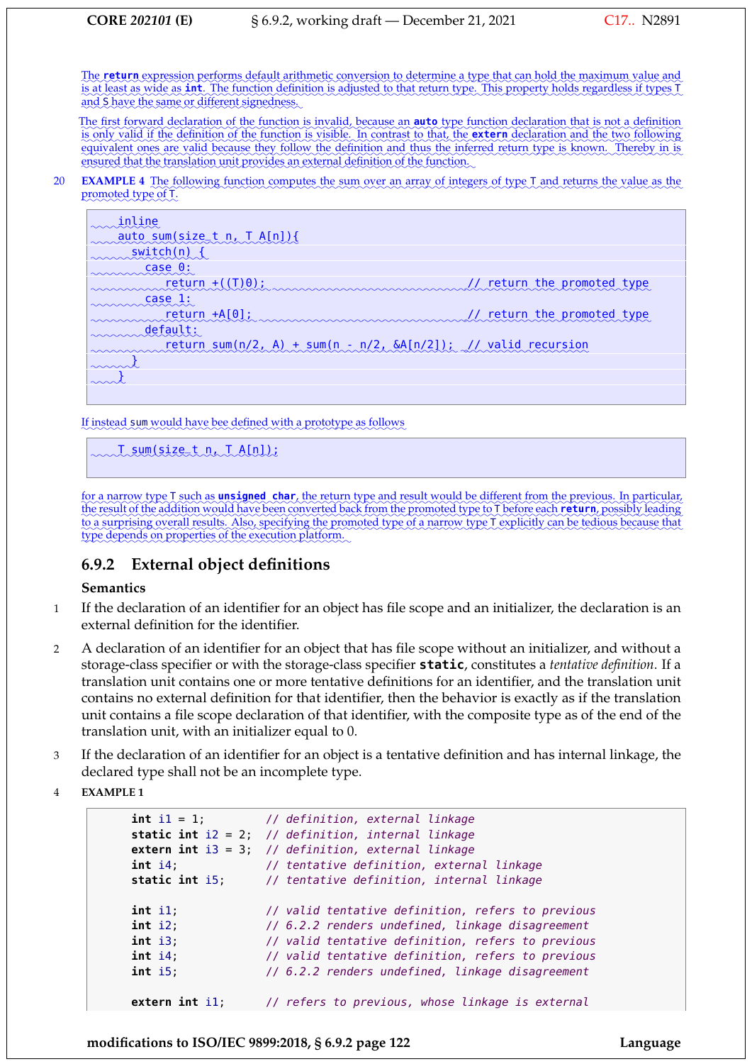The **return** expression performs default arithmetic conversion to determine a type that can hold the maximum value and is at least as wide as **int**. The function definition is adjusted to that return type. This property holds regardless if types T and S have the same or different signedness.

The first forward declaration of the function is invalid, because an **auto** type function declaration that is not a definition is only valid if the definition of the function is visible. In contrast to that, the **extern** declaration and the two following equivalent ones are valid because they follow the definition and thus the inferred return type is known. Thereby in is ensured that the translation unit provides an external definition of the function.

20 **EXAMPLE 4** The following function computes the sum over an array of integers of type T and returns the value as the promoted type of T.

```
inline
auto sum(size_t n, T A[n]){
  switch(n) {
    case 0:
       return +((T)0);                          // return the promoted type
    case 1:
       return +A[0];                            // return the promoted type
    default:
       return sum(n/2, A) + sum(n - n/2, &A[n/2]);  // valid recursion
  }
}
```

If instead sum would have bee defined with a prototype as follows

```
T sum(size_t n, T A[n]);
```

for a narrow type T such as **unsigned char**, the return type and result would be different from the previous. In particular, the result of the addition would have been converted back from the promoted type to T before each **return**, possibly leading to a surprising overall results. Also, specifying the promoted type of a narrow type T explicitly can be tedious because that type depends on properties of the execution platform.

### 6.9.2 External object definitions

**Semantics**

1 If the declaration of an identifier for an object has file scope and an initializer, the declaration is an external definition for the identifier.

2 A declaration of an identifier for an object that has file scope without an initializer, and without a storage-class specifier or with the storage-class specifier **static**, constitutes a *tentative definition*. If a translation unit contains one or more tentative definitions for an identifier, and the translation unit contains no external definition for that identifier, then the behavior is exactly as if the translation unit contains a file scope declaration of that identifier, with the composite type as of the end of the translation unit, with an initializer equal to 0.

3 If the declaration of an identifier for an object is a tentative definition and has internal linkage, the declared type shall not be an incomplete type.

4 **EXAMPLE 1**

```
int i1 = 1;          // definition, external linkage
static int i2 = 2;   // definition, internal linkage
extern int i3 = 3;   // definition, external linkage
int i4;              // tentative definition, external linkage
static int i5;       // tentative definition, internal linkage

int i1;              // valid tentative definition, refers to previous
int i2;              // 6.2.2 renders undefined, linkage disagreement
int i3;              // valid tentative definition, refers to previous
int i4;              // valid tentative definition, refers to previous
int i5;              // 6.2.2 renders undefined, linkage disagreement

extern int i1;       // refers to previous, whose linkage is external
```